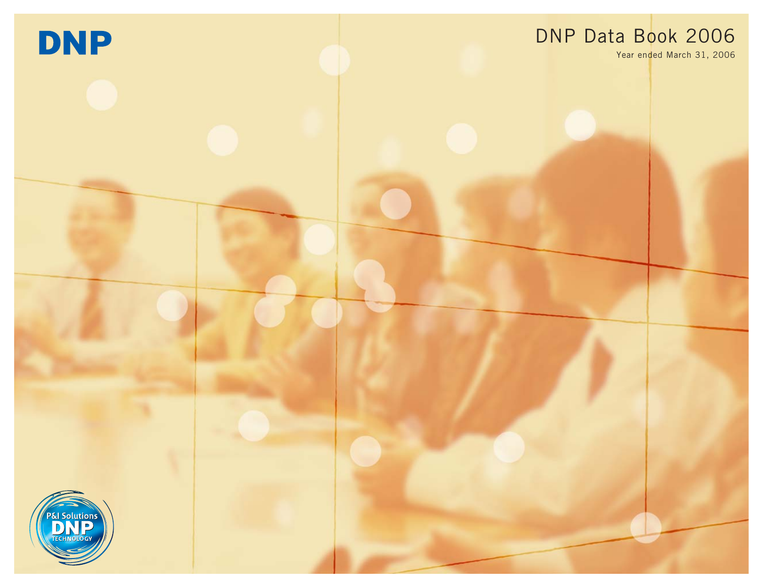DNP

# DNP Data Book 2006

Year ended March 31, 2006

P&I Solutions DNP TECHNOLOGY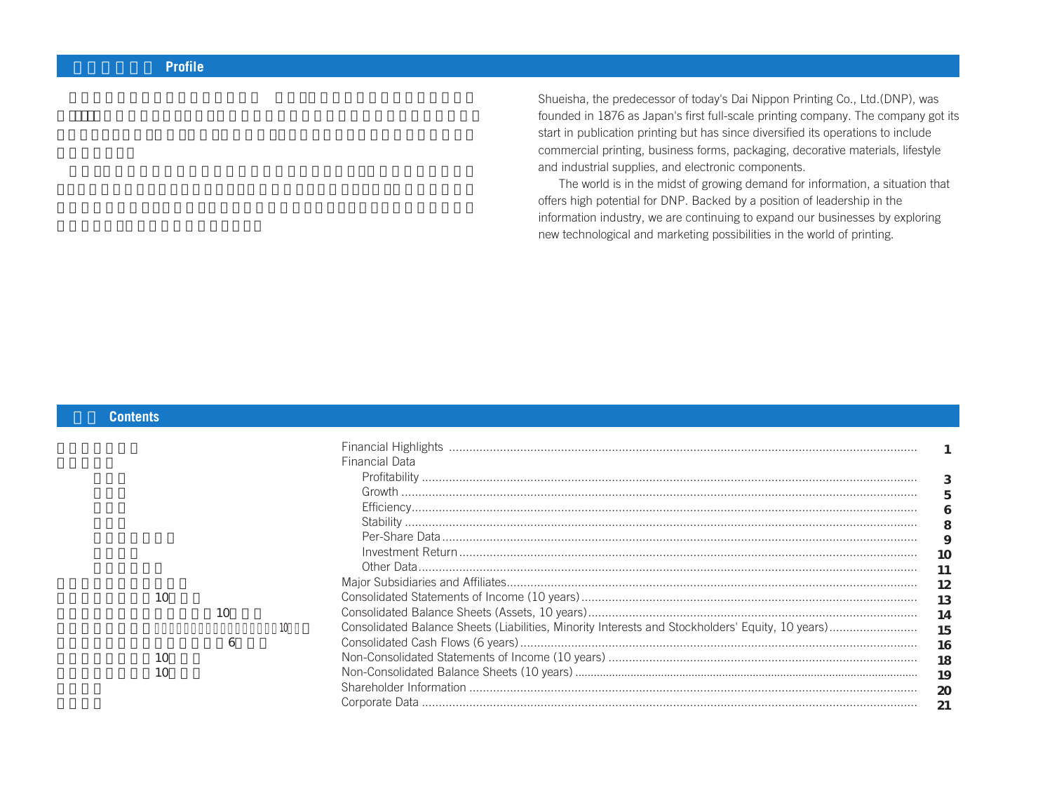## Profile

Shueisha, the predecessor of today's Dai Nippon Printing Co., Ltd.(DNP), was founded in 1876 as Japan's first full-scale printing company. The company got its start in publication printing but has since diversified its operations to include commercial printing, business forms, packaging, decorative materials, lifestyle and industrial supplies, and electronic components.

The world is in the midst of growing demand for information, a situation that offers high potential for DNP. Backed by a position of leadership in the information industry, we are continuing to expand our businesses by exploring new technological and marketing possibilities in the world of printing.

## Contents

| | |
|---|---|
| Financial Highlights | 1 |
| Financial Data | |
| Profitability | 3 |
| Growth | 5 |
| Efficiency | 6 |
| Stability | 8 |
| Per-Share Data | 9 |
| Investment Return | 10 |
| Other Data | 11 |
| Major Subsidiaries and Affiliates | 12 |
| Consolidated Statements of Income (10 years) | 13 |
| Consolidated Balance Sheets (Assets, 10 years) | 14 |
| Consolidated Balance Sheets (Liabilities, Minority Interests and Stockholders' Equity, 10 years) | 15 |
| Consolidated Cash Flows (6 years) | 16 |
| Non-Consolidated Statements of Income (10 years) | 18 |
| Non-Consolidated Balance Sheets (10 years) | 19 |
| Shareholder Information | 20 |
| Corporate Data | 21 |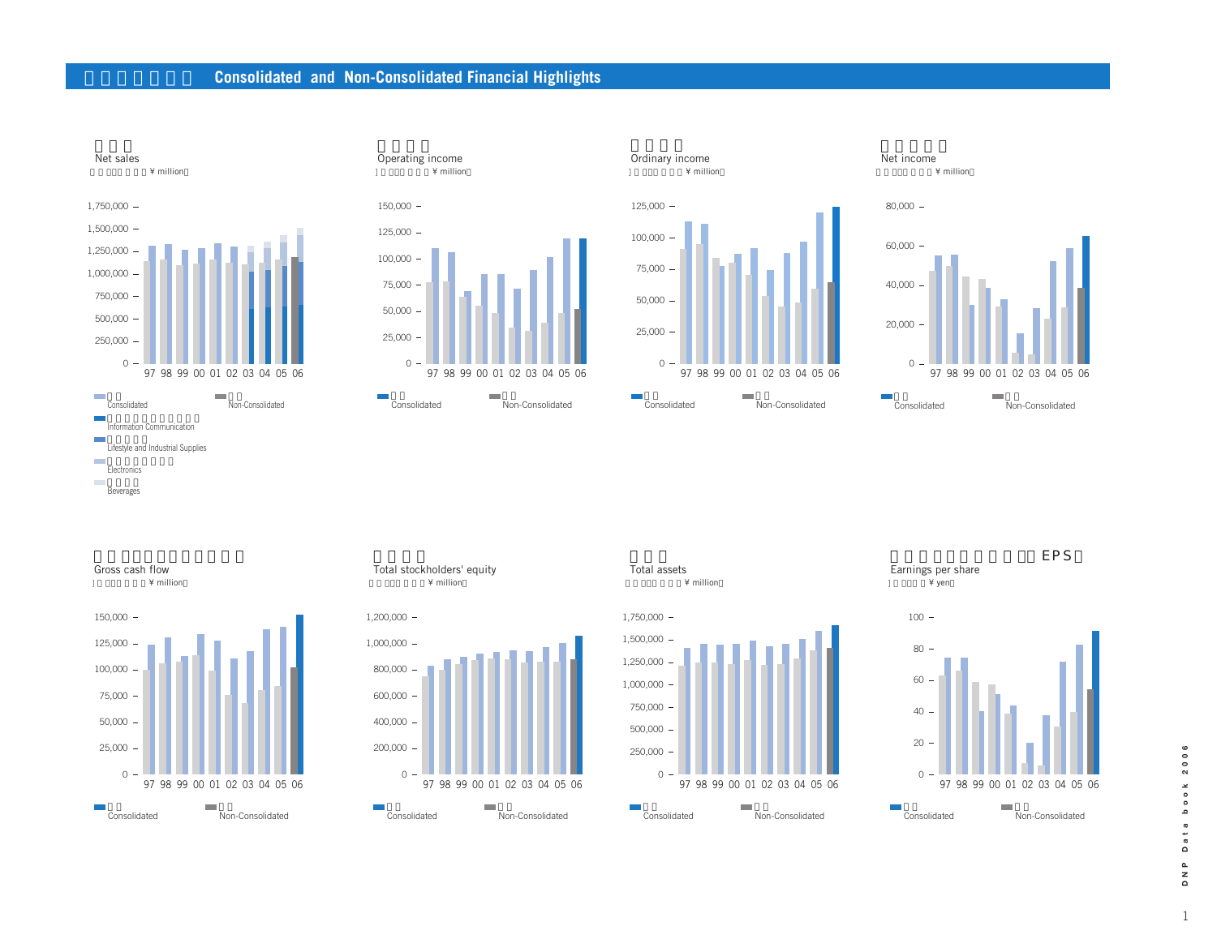# Consolidated and Non-Consolidated Financial Highlights

## Net sales
(¥ million)

1,750,000 – 1,500,000 – 1,250,000 – 1,000,000 – 750,000 – 500,000 – 250,000 – 0

97 98 99 00 01 02 03 04 05 06

- Consolidated
- Non-Consolidated
- Information Communication
- Lifestyle and Industrial Supplies
- Electronics
- Beverages

## Operating income
(¥ million)

150,000 – 125,000 – 100,000 – 75,000 – 50,000 – 25,000 – 0

97 98 99 00 01 02 03 04 05 06

- Consolidated
- Non-Consolidated

## Ordinary income
(¥ million)

125,000 – 100,000 – 75,000 – 50,000 – 25,000 – 0

97 98 99 00 01 02 03 04 05 06

- Consolidated
- Non-Consolidated

## Net income
(¥ million)

80,000 – 60,000 – 40,000 – 20,000 – 0

97 98 99 00 01 02 03 04 05 06

- Consolidated
- Non-Consolidated

## Gross cash flow
(¥ million)

150,000 – 125,000 – 100,000 – 75,000 – 50,000 – 25,000 – 0

97 98 99 00 01 02 03 04 05 06

- Consolidated
- Non-Consolidated

## Total stockholders' equity
(¥ million)

1,200,000 – 1,000,000 – 800,000 – 600,000 – 400,000 – 200,000 – 0

97 98 99 00 01 02 03 04 05 06

- Consolidated
- Non-Consolidated

## Total assets
(¥ million)

1,750,000 – 1,500,000 – 1,250,000 – 1,000,000 – 750,000 – 500,000 – 250,000 – 0

97 98 99 00 01 02 03 04 05 06

- Consolidated
- Non-Consolidated

## Earnings per share (EPS)
(¥ yen)

100 – 80 – 60 – 40 – 20 – 0

97 98 99 00 01 02 03 04 05 06

- Consolidated
- Non-Consolidated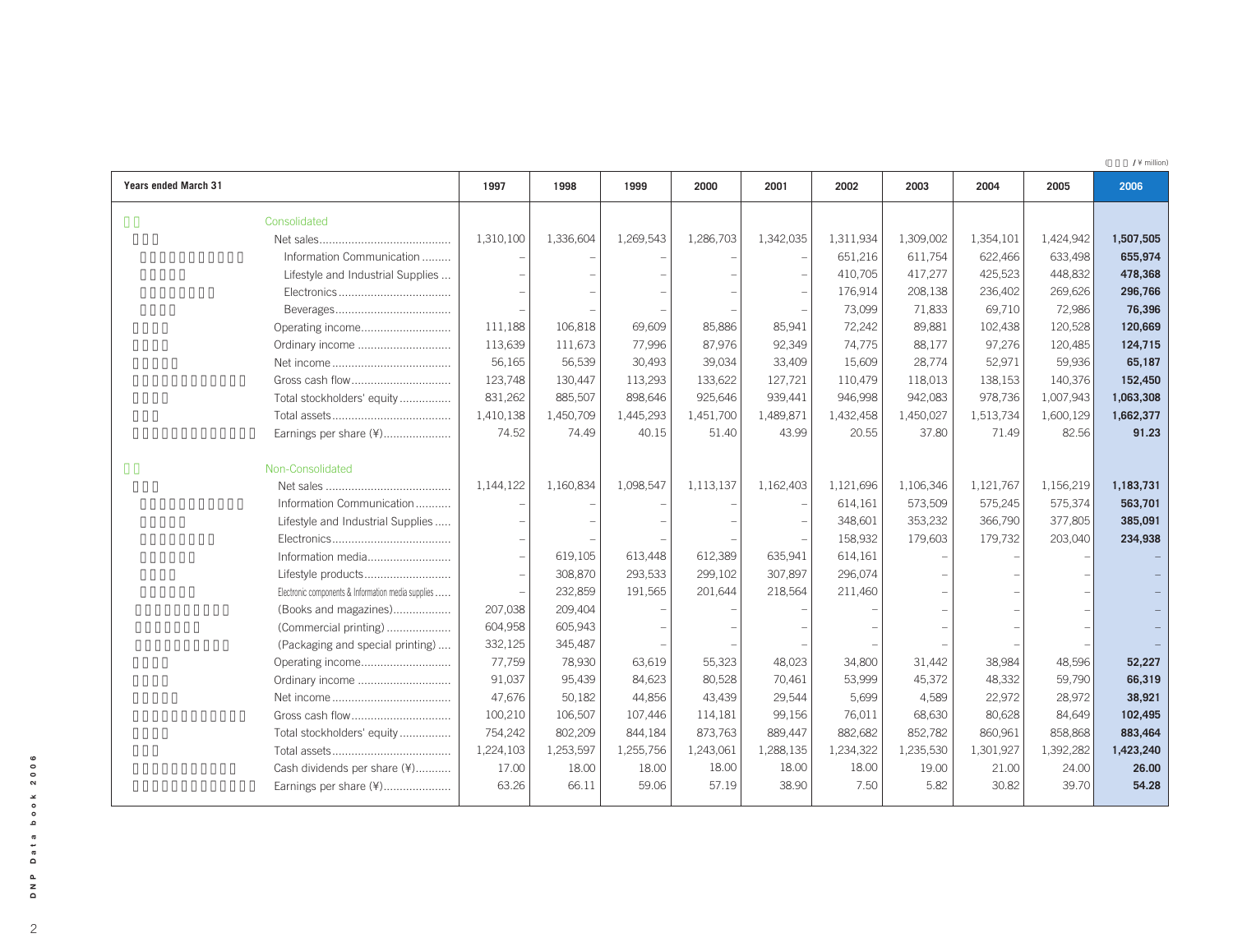(¥ million)

| Years ended March 31 | 1997 | 1998 | 1999 | 2000 | 2001 | 2002 | 2003 | 2004 | 2005 | 2006 |
|---|---|---|---|---|---|---|---|---|---|---|
| **Consolidated** | | | | | | | | | | |
| Net sales | 1,310,100 | 1,336,604 | 1,269,543 | 1,286,703 | 1,342,035 | 1,311,934 | 1,309,002 | 1,354,101 | 1,424,942 | **1,507,505** |
| Information Communication | – | – | – | – | – | 651,216 | 611,754 | 622,466 | 633,498 | **655,974** |
| Lifestyle and Industrial Supplies | – | – | – | – | – | 410,705 | 417,277 | 425,523 | 448,832 | **478,368** |
| Electronics | – | – | – | – | – | 176,914 | 208,138 | 236,402 | 269,626 | **296,766** |
| Beverages | – | – | – | – | – | 73,099 | 71,833 | 69,710 | 72,986 | **76,396** |
| Operating income | 111,188 | 106,818 | 69,609 | 85,886 | 85,941 | 72,242 | 89,881 | 102,438 | 120,528 | **120,669** |
| Ordinary income | 113,639 | 111,673 | 77,996 | 87,976 | 92,349 | 74,775 | 88,177 | 97,276 | 120,485 | **124,715** |
| Net income | 56,165 | 56,539 | 30,493 | 39,034 | 33,409 | 15,609 | 28,774 | 52,971 | 59,936 | **65,187** |
| Gross cash flow | 123,748 | 130,447 | 113,293 | 133,622 | 127,721 | 110,479 | 118,013 | 138,153 | 140,376 | **152,450** |
| Total stockholders' equity | 831,262 | 885,507 | 898,646 | 925,646 | 939,441 | 946,998 | 942,083 | 978,736 | 1,007,943 | **1,063,308** |
| Total assets | 1,410,138 | 1,450,709 | 1,445,293 | 1,451,700 | 1,489,871 | 1,432,458 | 1,450,027 | 1,513,734 | 1,600,129 | **1,662,377** |
| Earnings per share (¥) | 74.52 | 74.49 | 40.15 | 51.40 | 43.99 | 20.55 | 37.80 | 71.49 | 82.56 | **91.23** |
| **Non-Consolidated** | | | | | | | | | | |
| Net sales | 1,144,122 | 1,160,834 | 1,098,547 | 1,113,137 | 1,162,403 | 1,121,696 | 1,106,346 | 1,121,767 | 1,156,219 | **1,183,731** |
| Information Communication | – | – | – | – | – | 614,161 | 573,509 | 575,245 | 575,374 | **563,701** |
| Lifestyle and Industrial Supplies | – | – | – | – | – | 348,601 | 353,232 | 366,790 | 377,805 | **385,091** |
| Electronics | – | – | – | – | – | 158,932 | 179,603 | 179,732 | 203,040 | **234,938** |
| Information media | – | 619,105 | 613,448 | 612,389 | 635,941 | 614,161 | – | – | – | – |
| Lifestyle products | – | 308,870 | 293,533 | 299,102 | 307,897 | 296,074 | – | – | – | – |
| Electronic components & Information media supplies | – | 232,859 | 191,565 | 201,644 | 218,564 | 211,460 | – | – | – | – |
| (Books and magazines) | 207,038 | 209,404 | – | – | – | – | – | – | – | – |
| (Commercial printing) | 604,958 | 605,943 | – | – | – | – | – | – | – | – |
| (Packaging and special printing) | 332,125 | 345,487 | – | – | – | – | – | – | – | – |
| Operating income | 77,759 | 78,930 | 63,619 | 55,323 | 48,023 | 34,800 | 31,442 | 38,984 | 48,596 | **52,227** |
| Ordinary income | 91,037 | 95,439 | 84,623 | 80,528 | 70,461 | 53,999 | 45,372 | 48,332 | 59,790 | **66,319** |
| Net income | 47,676 | 50,182 | 44,856 | 43,439 | 29,544 | 5,699 | 4,589 | 22,972 | 28,972 | **38,921** |
| Gross cash flow | 100,210 | 106,507 | 107,446 | 114,181 | 99,156 | 76,011 | 68,630 | 80,628 | 84,649 | **102,495** |
| Total stockholders' equity | 754,242 | 802,209 | 844,184 | 873,763 | 889,447 | 882,682 | 852,782 | 860,961 | 858,868 | **883,464** |
| Total assets | 1,224,103 | 1,253,597 | 1,255,756 | 1,243,061 | 1,288,135 | 1,234,322 | 1,235,530 | 1,301,927 | 1,392,282 | **1,423,240** |
| Cash dividends per share (¥) | 17.00 | 18.00 | 18.00 | 18.00 | 18.00 | 18.00 | 19.00 | 21.00 | 24.00 | **26.00** |
| Earnings per share (¥) | 63.26 | 66.11 | 59.06 | 57.19 | 38.90 | 7.50 | 5.82 | 30.82 | 39.70 | **54.28** |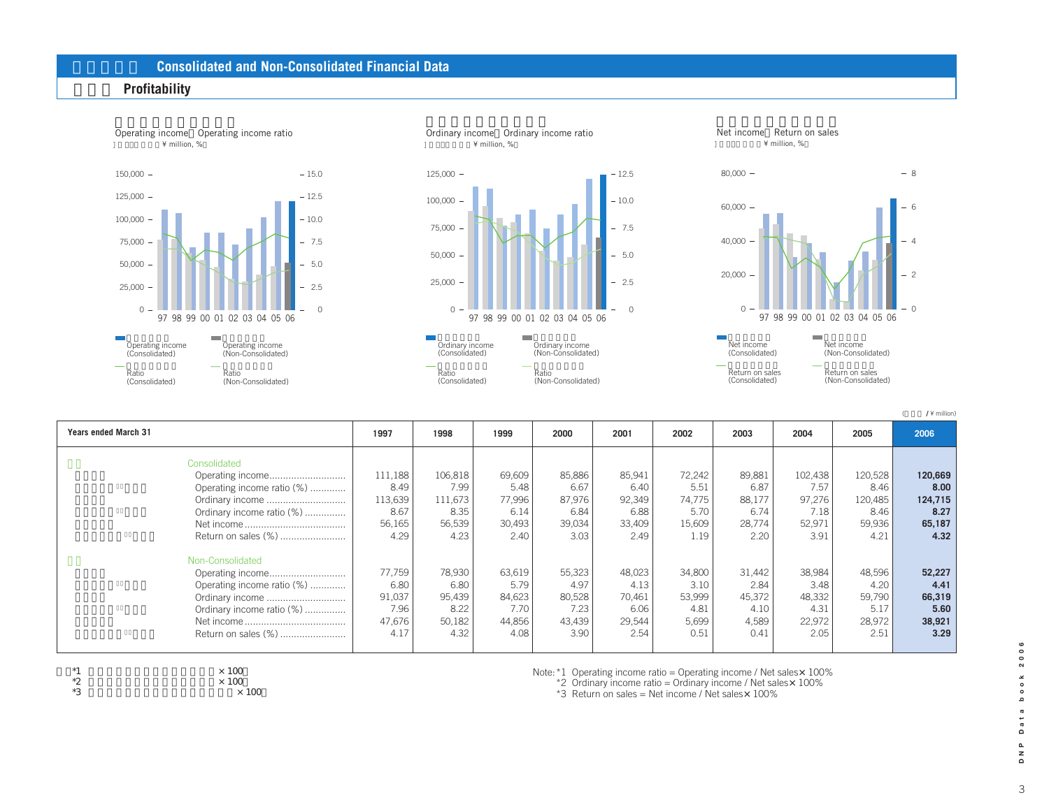## Consolidated and Non-Consolidated Financial Data

### Profitability

Operating income／Operating income ratio
(¥ million, %)

Ordinary income／Ordinary income ratio
(¥ million, %)

Net income／Return on sales
(¥ million, %)

(¥ million)

| Years ended March 31 | 1997 | 1998 | 1999 | 2000 | 2001 | 2002 | 2003 | 2004 | 2005 | 2006 |
|---|---|---|---|---|---|---|---|---|---|---|
| **Consolidated** | | | | | | | | | | |
| Operating income | 111,188 | 106,818 | 69,609 | 85,886 | 85,941 | 72,242 | 89,881 | 102,438 | 120,528 | **120,669** |
| Operating income ratio (%) | 8.49 | 7.99 | 5.48 | 6.67 | 6.40 | 5.51 | 6.87 | 7.57 | 8.46 | **8.00** |
| Ordinary income | 113,639 | 111,673 | 77,996 | 87,976 | 92,349 | 74,775 | 88,177 | 97,276 | 120,485 | **124,715** |
| Ordinary income ratio (%) | 8.67 | 8.35 | 6.14 | 6.84 | 6.88 | 5.70 | 6.74 | 7.18 | 8.46 | **8.27** |
| Net income | 56,165 | 56,539 | 30,493 | 39,034 | 33,409 | 15,609 | 28,774 | 52,971 | 59,936 | **65,187** |
| Return on sales (%) | 4.29 | 4.23 | 2.40 | 3.03 | 2.49 | 1.19 | 2.20 | 3.91 | 4.21 | **4.32** |
| **Non-Consolidated** | | | | | | | | | | |
| Operating income | 77,759 | 78,930 | 63,619 | 55,323 | 48,023 | 34,800 | 31,442 | 38,984 | 48,596 | **52,227** |
| Operating income ratio (%) | 6.80 | 6.80 | 5.79 | 4.97 | 4.13 | 3.10 | 2.84 | 3.48 | 4.20 | **4.41** |
| Ordinary income | 91,037 | 95,439 | 84,623 | 80,528 | 70,461 | 53,999 | 45,372 | 48,332 | 59,790 | **66,319** |
| Ordinary income ratio (%) | 7.96 | 8.22 | 7.70 | 7.23 | 6.06 | 4.81 | 4.10 | 4.31 | 5.17 | **5.60** |
| Net income | 47,676 | 50,182 | 44,856 | 43,439 | 29,544 | 5,699 | 4,589 | 22,972 | 28,972 | **38,921** |
| Return on sales (%) | 4.17 | 4.32 | 4.08 | 3.90 | 2.54 | 0.51 | 0.41 | 2.05 | 2.51 | **3.29** |

Note: *1 Operating income ratio = Operating income / Net sales× 100%
*2 Ordinary income ratio = Ordinary income / Net sales× 100%
*3 Return on sales = Net income / Net sales× 100%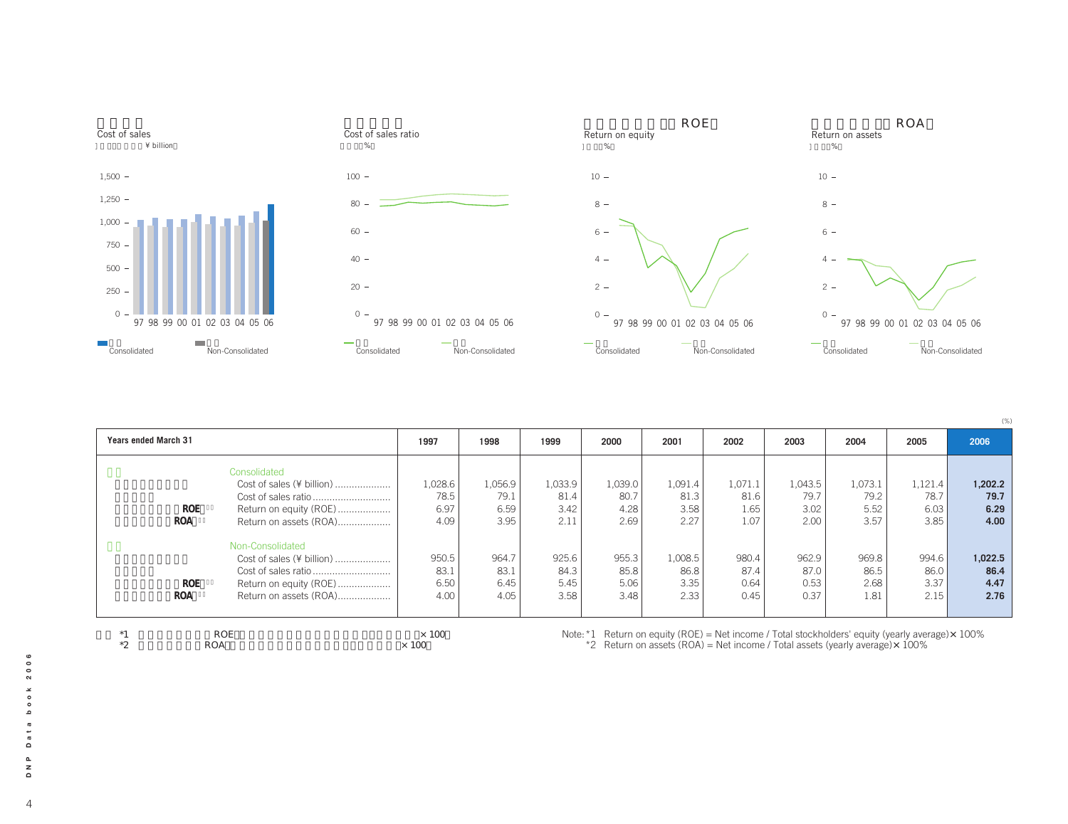Cost of sales
(¥ billion)

Cost of sales ratio
(%)

Return on equity (ROE)
(%)

Return on assets (ROA)
(%)

Consolidated / Non-Consolidated

(%)

| Years ended March 31 | 1997 | 1998 | 1999 | 2000 | 2001 | 2002 | 2003 | 2004 | 2005 | 2006 |
|---|---|---|---|---|---|---|---|---|---|---|
| **Consolidated** | | | | | | | | | | |
| Cost of sales (¥ billion) | 1,028.6 | 1,056.9 | 1,033.9 | 1,039.0 | 1,091.4 | 1,071.1 | 1,043.5 | 1,073.1 | 1,121.4 | **1,202.2** |
| Cost of sales ratio | 78.5 | 79.1 | 81.4 | 80.7 | 81.3 | 81.6 | 79.7 | 79.2 | 78.7 | **79.7** |
| Return on equity (ROE)*1 | 6.97 | 6.59 | 3.42 | 4.28 | 3.58 | 1.65 | 3.02 | 5.52 | 6.03 | **6.29** |
| Return on assets (ROA)*2 | 4.09 | 3.95 | 2.11 | 2.69 | 2.27 | 1.07 | 2.00 | 3.57 | 3.85 | **4.00** |
| **Non-Consolidated** | | | | | | | | | | |
| Cost of sales (¥ billion) | 950.5 | 964.7 | 925.6 | 955.3 | 1,008.5 | 980.4 | 962.9 | 969.8 | 994.6 | **1,022.5** |
| Cost of sales ratio | 83.1 | 83.1 | 84.3 | 85.8 | 86.8 | 87.4 | 87.0 | 86.5 | 86.0 | **86.4** |
| Return on equity (ROE)*1 | 6.50 | 6.45 | 5.45 | 5.06 | 3.35 | 0.64 | 0.53 | 2.68 | 3.37 | **4.47** |
| Return on assets (ROA)*2 | 4.00 | 4.05 | 3.58 | 3.48 | 2.33 | 0.45 | 0.37 | 1.81 | 2.15 | **2.76** |

Note: *1 Return on equity (ROE) = Net income / Total stockholders' equity (yearly average) × 100%
*2 Return on assets (ROA) = Net income / Total assets (yearly average) × 100%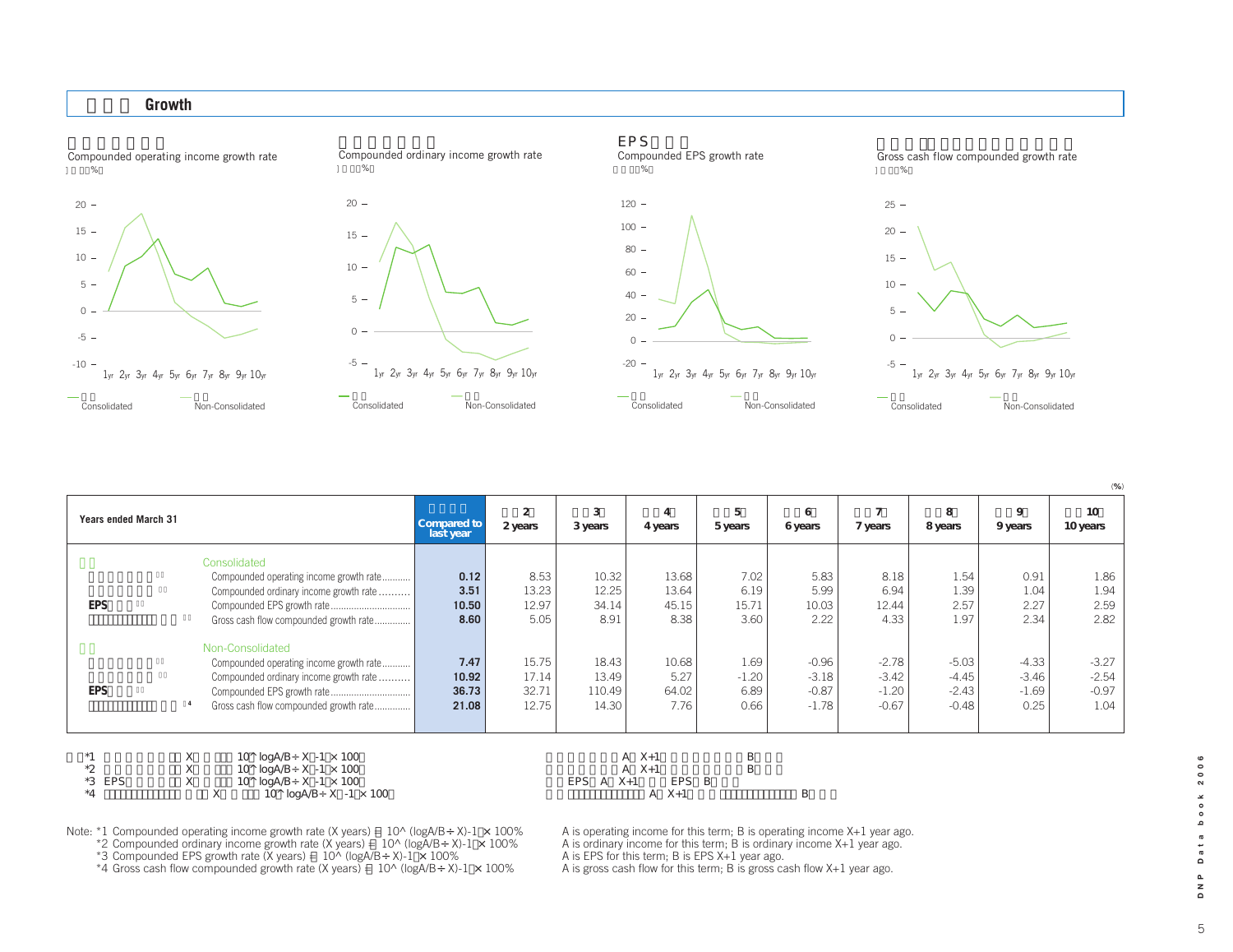## Growth

Compounded operating income growth rate
(%)

Compounded ordinary income growth rate
(%)

EPS
Compounded EPS growth rate
(%)

Gross cash flow compounded growth rate
(%)

Consolidated — Non-Consolidated

(%)

| Years ended March 31 | Compared to last year | 2 years | 3 years | 4 years | 5 years | 6 years | 7 years | 8 years | 9 years | 10 years |
|---|---|---|---|---|---|---|---|---|---|---|
| **Consolidated** | | | | | | | | | | |
| Compounded operating income growth rate *1 | **0.12** | 8.53 | 10.32 | 13.68 | 7.02 | 5.83 | 8.18 | 1.54 | 0.91 | 1.86 |
| Compounded ordinary income growth rate *2 | **3.51** | 13.23 | 12.25 | 13.64 | 6.19 | 5.99 | 6.94 | 1.39 | 1.04 | 1.94 |
| **EPS** Compounded EPS growth rate *3 | **10.50** | 12.97 | 34.14 | 45.15 | 15.71 | 10.03 | 12.44 | 2.57 | 2.27 | 2.59 |
| Gross cash flow compounded growth rate *4 | **8.60** | 5.05 | 8.91 | 8.38 | 3.60 | 2.22 | 4.33 | 1.97 | 2.34 | 2.82 |
| **Non-Consolidated** | | | | | | | | | | |
| Compounded operating income growth rate *1 | **7.47** | 15.75 | 18.43 | 10.68 | 1.69 | -0.96 | -2.78 | -5.03 | -4.33 | -3.27 |
| Compounded ordinary income growth rate *2 | **10.92** | 17.14 | 13.49 | 5.27 | -1.20 | -3.18 | -3.42 | -4.45 | -3.46 | -2.54 |
| **EPS** Compounded EPS growth rate *3 | **36.73** | 32.71 | 110.49 | 64.02 | 6.89 | -0.87 | -1.20 | -2.43 | -1.69 | -0.97 |
| Gross cash flow compounded growth rate *4 | **21.08** | 12.75 | 14.30 | 7.76 | 0.66 | -1.78 | -0.67 | -0.48 | 0.25 | 1.04 |

Note: *1 Compounded operating income growth rate (X years) = 10^ (logA/B ÷ X)-1 × 100% — A is operating income for this term; B is operating income X+1 year ago.
*2 Compounded ordinary income growth rate (X years) = 10^ (logA/B ÷ X)-1 × 100% — A is ordinary income for this term; B is ordinary income X+1 year ago.
*3 Compounded EPS growth rate (X years) = 10^ (logA/B ÷ X)-1 × 100% — A is EPS for this term; B is EPS X+1 year ago.
*4 Gross cash flow compounded growth rate (X years) = 10^ (logA/B ÷ X)-1 × 100% — A is gross cash flow for this term; B is gross cash flow X+1 year ago.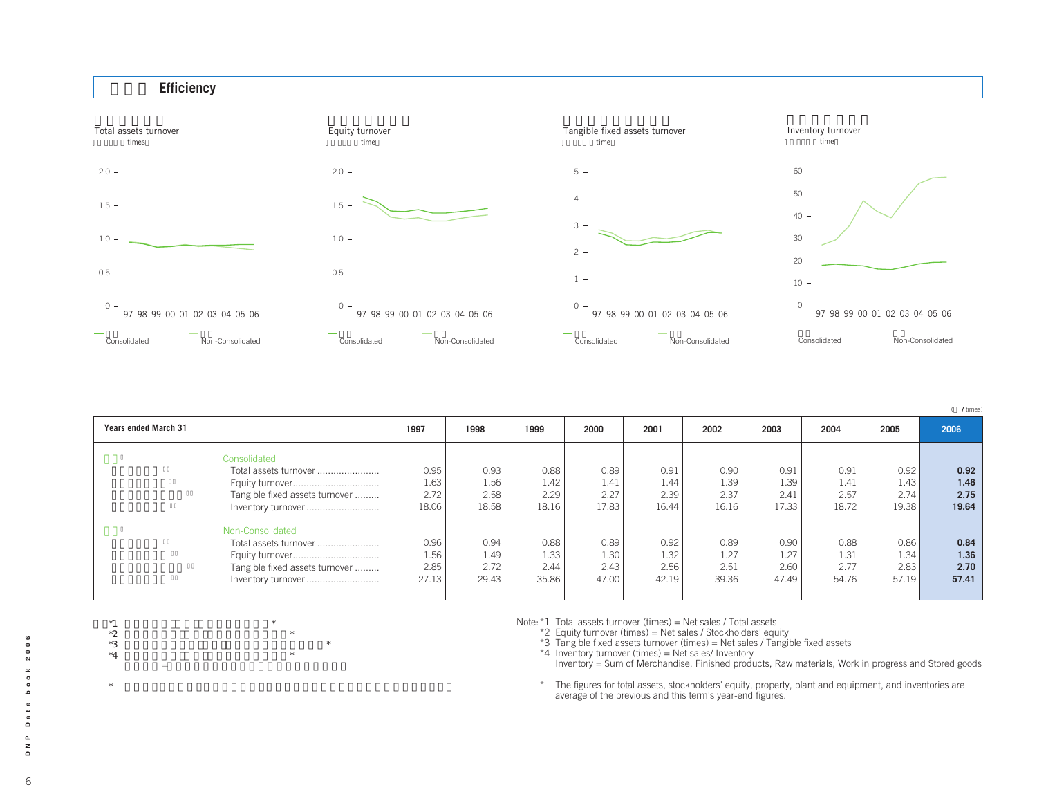## Efficiency

Total assets turnover (times)

Equity turnover (times)

Tangible fixed assets turnover (times)

Inventory turnover (times)

(times)

| Years ended March 31 | 1997 | 1998 | 1999 | 2000 | 2001 | 2002 | 2003 | 2004 | 2005 | 2006 |
|---|---|---|---|---|---|---|---|---|---|---|
| **Consolidated** | | | | | | | | | | |
| Total assets turnover | 0.95 | 0.93 | 0.88 | 0.89 | 0.91 | 0.90 | 0.91 | 0.91 | 0.92 | **0.92** |
| Equity turnover | 1.63 | 1.56 | 1.42 | 1.41 | 1.44 | 1.39 | 1.39 | 1.41 | 1.43 | **1.46** |
| Tangible fixed assets turnover | 2.72 | 2.58 | 2.29 | 2.27 | 2.39 | 2.37 | 2.41 | 2.57 | 2.74 | **2.75** |
| Inventory turnover | 18.06 | 18.58 | 18.16 | 17.83 | 16.44 | 16.16 | 17.33 | 18.72 | 19.38 | **19.64** |
| **Non-Consolidated** | | | | | | | | | | |
| Total assets turnover | 0.96 | 0.94 | 0.88 | 0.89 | 0.92 | 0.89 | 0.90 | 0.88 | 0.86 | **0.84** |
| Equity turnover | 1.56 | 1.49 | 1.33 | 1.30 | 1.32 | 1.27 | 1.27 | 1.31 | 1.34 | **1.36** |
| Tangible fixed assets turnover | 2.85 | 2.72 | 2.44 | 2.43 | 2.56 | 2.51 | 2.60 | 2.77 | 2.83 | **2.70** |
| Inventory turnover | 27.13 | 29.43 | 35.86 | 47.00 | 42.19 | 39.36 | 47.49 | 54.76 | 57.19 | **57.41** |

Note: *1 Total assets turnover (times) = Net sales / Total assets
*2 Equity turnover (times) = Net sales / Stockholders' equity
*3 Tangible fixed assets turnover (times) = Net sales / Tangible fixed assets
*4 Inventory turnover (times) = Net sales/ Inventory
Inventory = Sum of Merchandise, Finished products, Raw materials, Work in progress and Stored goods

\* The figures for total assets, stockholders' equity, property, plant and equipment, and inventories are average of the previous and this term's year-end figures.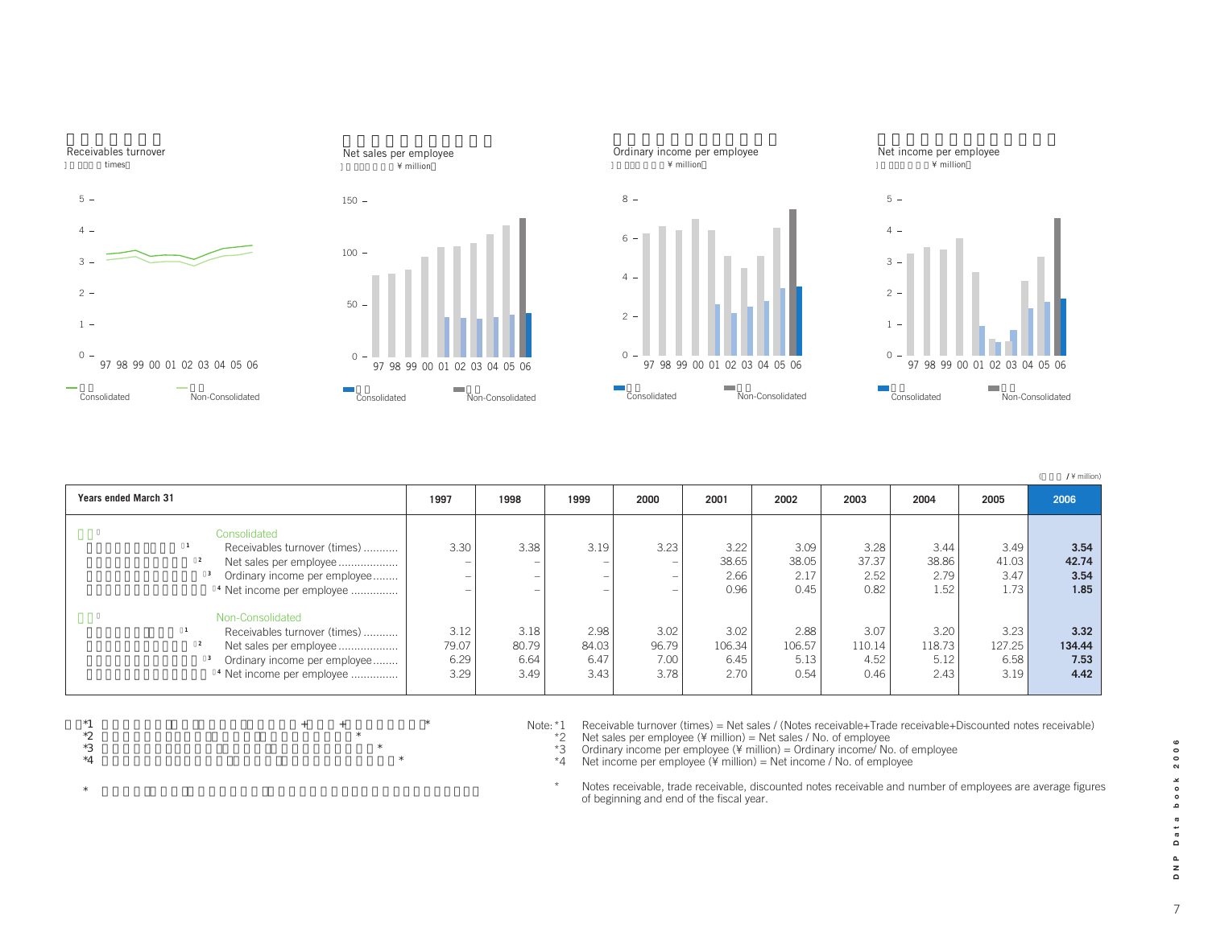## Receivables turnover
(times)

Consolidated / Non-Consolidated

## Net sales per employee
(¥ million)

Consolidated / Non-Consolidated

## Ordinary income per employee
(¥ million)

Consolidated / Non-Consolidated

## Net income per employee
(¥ million)

Consolidated / Non-Consolidated

(¥ million)

| Years ended March 31 | 1997 | 1998 | 1999 | 2000 | 2001 | 2002 | 2003 | 2004 | 2005 | 2006 |
|---|---|---|---|---|---|---|---|---|---|---|
| **Consolidated** | | | | | | | | | | |
| Receivables turnover (times) *1 | 3.30 | 3.38 | 3.19 | 3.23 | 3.22 | 3.09 | 3.28 | 3.44 | 3.49 | **3.54** |
| Net sales per employee *2 | – | – | – | – | 38.65 | 38.05 | 37.37 | 38.86 | 41.03 | **42.74** |
| Ordinary income per employee *3 | – | – | – | – | 2.66 | 2.17 | 2.52 | 2.79 | 3.47 | **3.54** |
| Net income per employee *4 | – | – | – | – | 0.96 | 0.45 | 0.82 | 1.52 | 1.73 | **1.85** |
| **Non-Consolidated** | | | | | | | | | | |
| Receivables turnover (times) *1 | 3.12 | 3.18 | 2.98 | 3.02 | 3.02 | 2.88 | 3.07 | 3.20 | 3.23 | **3.32** |
| Net sales per employee *2 | 79.07 | 80.79 | 84.03 | 96.79 | 106.34 | 106.57 | 110.14 | 118.73 | 127.25 | **134.44** |
| Ordinary income per employee *3 | 6.29 | 6.64 | 6.47 | 7.00 | 6.45 | 5.13 | 4.52 | 5.12 | 6.58 | **7.53** |
| Net income per employee *4 | 3.29 | 3.49 | 3.43 | 3.78 | 2.70 | 0.54 | 0.46 | 2.43 | 3.19 | **4.42** |

Note:
*1 Receivable turnover (times) = Net sales / (Notes receivable+Trade receivable+Discounted notes receivable)
*2 Net sales per employee (¥ million) = Net sales / No. of employee
*3 Ordinary income per employee (¥ million) = Ordinary income/ No. of employee
*4 Net income per employee (¥ million) = Net income / No. of employee

\* Notes receivable, trade receivable, discounted notes receivable and number of employees are average figures of beginning and end of the fiscal year.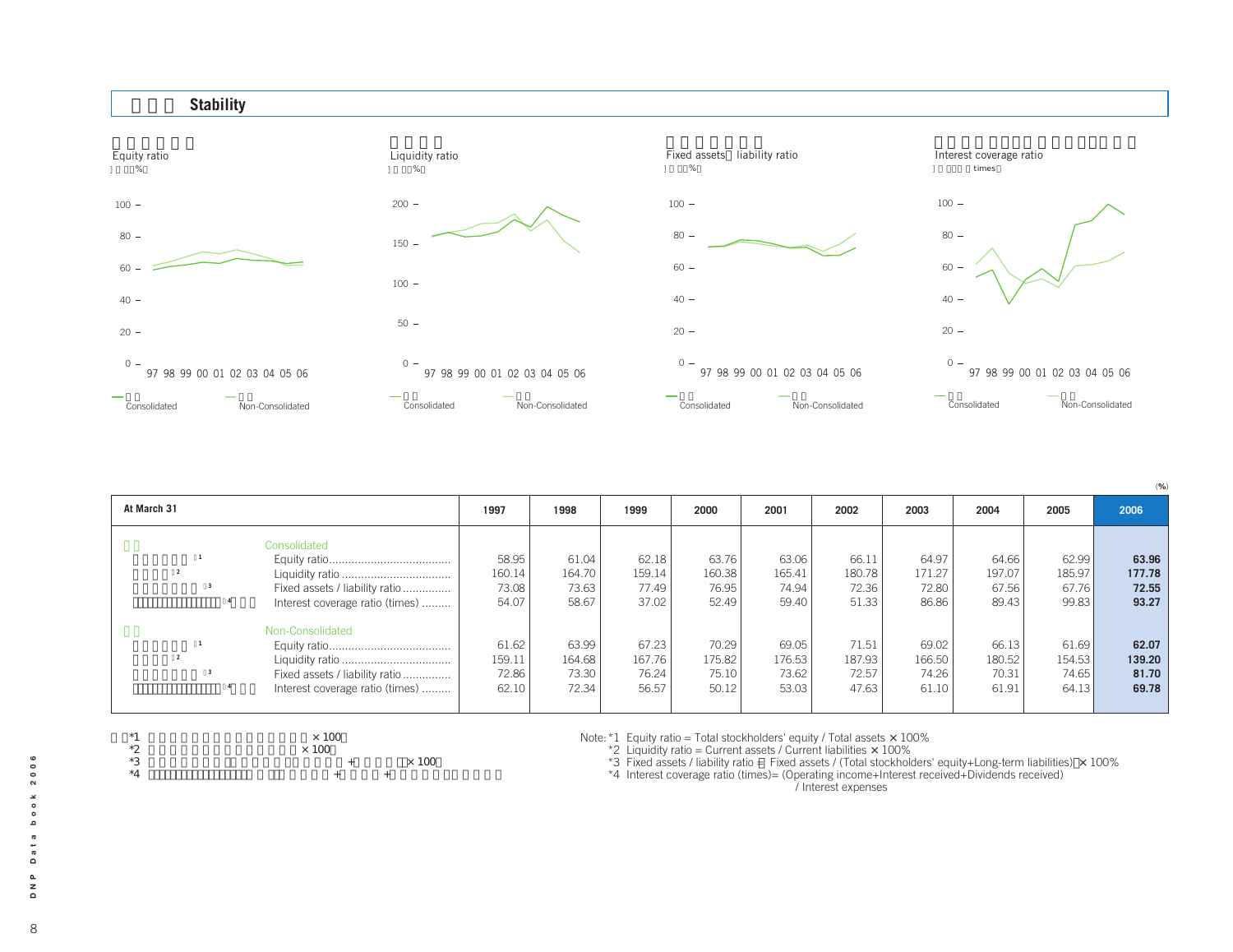## Stability

Equity ratio (%)

Liquidity ratio (%)

Fixed assets / liability ratio (%)

Interest coverage ratio (times)

Consolidated / Non-Consolidated

(%)

| At March 31 | 1997 | 1998 | 1999 | 2000 | 2001 | 2002 | 2003 | 2004 | 2005 | 2006 |
|---|---|---|---|---|---|---|---|---|---|---|
| **Consolidated** | | | | | | | | | | |
| Equity ratio[*1] | 58.95 | 61.04 | 62.18 | 63.76 | 63.06 | 66.11 | 64.97 | 64.66 | 62.99 | **63.96** |
| Liquidity ratio[*2] | 160.14 | 164.70 | 159.14 | 160.38 | 165.41 | 180.78 | 171.27 | 197.07 | 185.97 | **177.78** |
| Fixed assets / liability ratio[*3] | 73.08 | 73.63 | 77.49 | 76.95 | 74.94 | 72.36 | 72.80 | 67.56 | 67.76 | **72.55** |
| Interest coverage ratio (times)[*4] | 54.07 | 58.67 | 37.02 | 52.49 | 59.40 | 51.33 | 86.86 | 89.43 | 99.83 | **93.27** |
| **Non-Consolidated** | | | | | | | | | | |
| Equity ratio[*1] | 61.62 | 63.99 | 67.23 | 70.29 | 69.05 | 71.51 | 69.02 | 66.13 | 61.69 | **62.07** |
| Liquidity ratio[*2] | 159.11 | 164.68 | 167.76 | 175.82 | 176.53 | 187.93 | 166.50 | 180.52 | 154.53 | **139.20** |
| Fixed assets / liability ratio[*3] | 72.86 | 73.30 | 76.24 | 75.10 | 73.62 | 72.57 | 74.26 | 74.65 | 70.31 | **81.70** |
| Interest coverage ratio (times)[*4] | 62.10 | 72.34 | 56.57 | 50.12 | 53.03 | 47.63 | 61.10 | 61.91 | 64.13 | **69.78** |

Note: *1 Equity ratio = Total stockholders' equity / Total assets × 100%

*2 Liquidity ratio = Current assets / Current liabilities × 100%

*3 Fixed assets / liability ratio = Fixed assets / (Total stockholders' equity+Long-term liabilities) × 100%

*4 Interest coverage ratio (times)= (Operating income+Interest received+Dividends received) / Interest expenses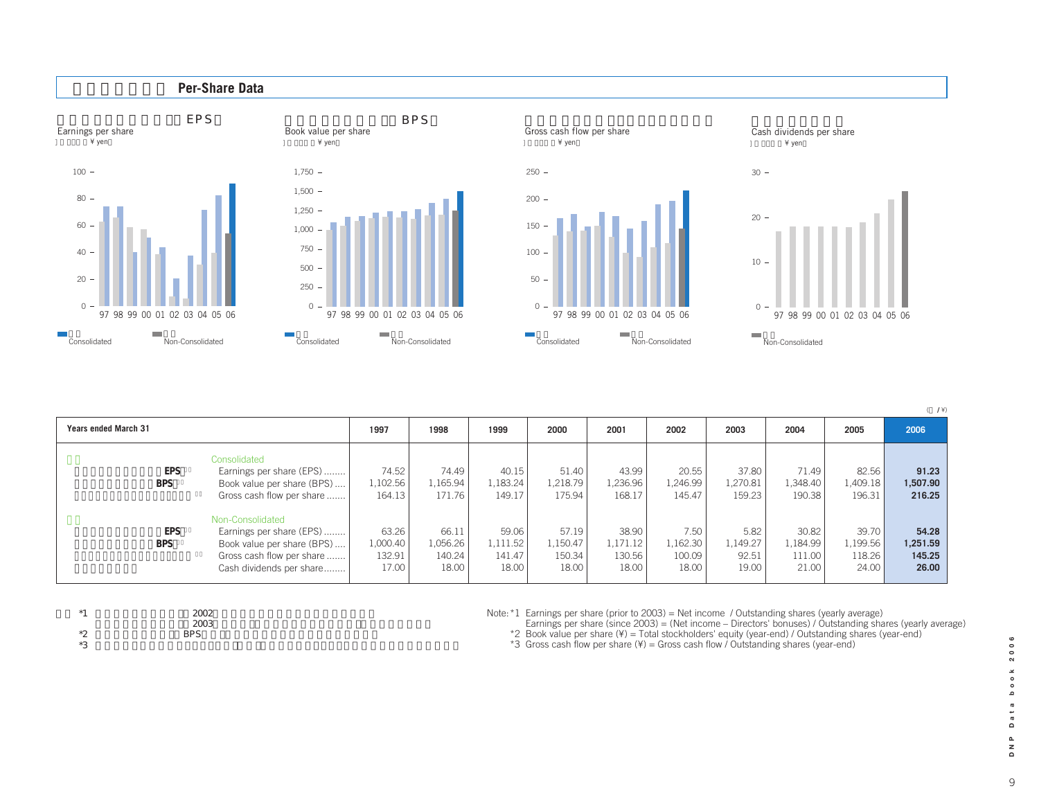## Per-Share Data

Earnings per share (EPS)
(¥ yen)

Book value per share (BPS)
(¥ yen)

Gross cash flow per share
(¥ yen)

Cash dividends per share
(¥ yen)

(¥)

| Years ended March 31 | 1997 | 1998 | 1999 | 2000 | 2001 | 2002 | 2003 | 2004 | 2005 | 2006 |
|---|---|---|---|---|---|---|---|---|---|---|
| **Consolidated** | | | | | | | | | | |
| Earnings per share (EPS) | 74.52 | 74.49 | 40.15 | 51.40 | 43.99 | 20.55 | 37.80 | 71.49 | 82.56 | **91.23** |
| Book value per share (BPS) | 1,102.56 | 1,165.94 | 1,183.24 | 1,218.79 | 1,236.96 | 1,246.99 | 1,270.81 | 1,348.40 | 1,409.18 | **1,507.90** |
| Gross cash flow per share | 164.13 | 171.76 | 149.17 | 175.94 | 168.17 | 145.47 | 159.23 | 190.38 | 196.31 | **216.25** |
| **Non-Consolidated** | | | | | | | | | | |
| Earnings per share (EPS) | 63.26 | 66.11 | 59.06 | 57.19 | 38.90 | 7.50 | 5.82 | 30.82 | 39.70 | **54.28** |
| Book value per share (BPS) | 1,000.40 | 1,056.26 | 1,111.52 | 1,150.47 | 1,171.12 | 1,162.30 | 1,149.27 | 1,184.99 | 1,199.56 | **1,251.59** |
| Gross cash flow per share | 132.91 | 140.24 | 141.47 | 150.34 | 130.56 | 100.09 | 92.51 | 111.00 | 118.26 | **145.25** |
| Cash dividends per share | 17.00 | 18.00 | 18.00 | 18.00 | 18.00 | 18.00 | 19.00 | 21.00 | 24.00 | **26.00** |

Note: *1 Earnings per share (prior to 2003) = Net income / Outstanding shares (yearly average)
Earnings per share (since 2003) = (Net income – Directors' bonuses) / Outstanding shares (yearly average)
*2 Book value per share (¥) = Total stockholders' equity (year-end) / Outstanding shares (year-end)
*3 Gross cash flow per share (¥) = Gross cash flow / Outstanding shares (year-end)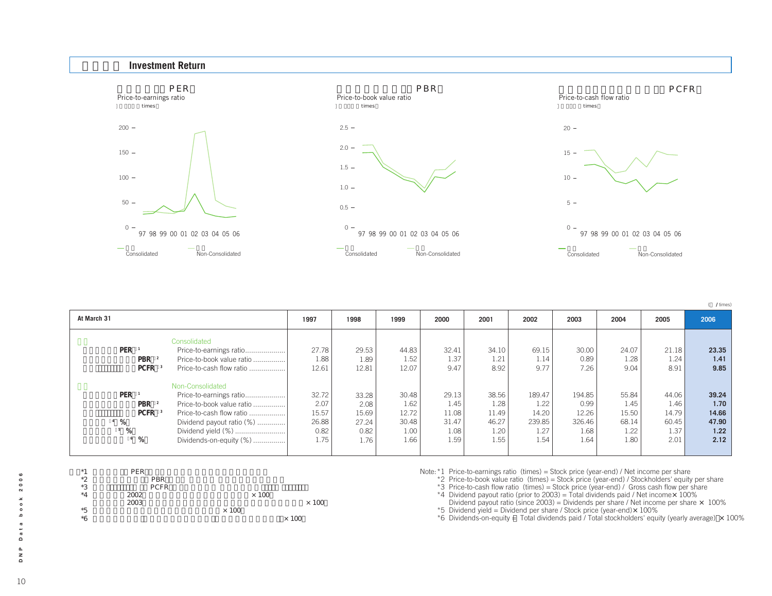## Investment Return

Price-to-earnings ratio (PER)
(times)

Price-to-book value ratio (PBR)
(times)

Price-to-cash flow ratio (PCFR)
(times)

(times)

| At March 31 | | 1997 | 1998 | 1999 | 2000 | 2001 | 2002 | 2003 | 2004 | 2005 | **2006** |
|---|---|---|---|---|---|---|---|---|---|---|---|
| | Consolidated | | | | | | | | | | |
| PER*1 | Price-to-earnings ratio | 27.78 | 29.53 | 44.83 | 32.41 | 34.10 | 69.15 | 30.00 | 24.07 | 21.18 | **23.35** |
| PBR*2 | Price-to-book value ratio | 1.88 | 1.89 | 1.52 | 1.37 | 1.21 | 1.14 | 0.89 | 1.28 | 1.24 | **1.41** |
| PCFR*3 | Price-to-cash flow ratio | 12.61 | 12.81 | 12.07 | 9.47 | 8.92 | 9.77 | 7.26 | 9.04 | 8.91 | **9.85** |
| | Non-Consolidated | | | | | | | | | | |
| PER*1 | Price-to-earnings ratio | 32.72 | 33.28 | 30.48 | 29.13 | 38.56 | 189.47 | 194.85 | 55.84 | 44.06 | **39.24** |
| PBR*2 | Price-to-book value ratio | 2.07 | 2.08 | 1.62 | 1.45 | 1.28 | 1.22 | 0.99 | 1.45 | 1.46 | **1.70** |
| PCFR*3 | Price-to-cash flow ratio | 15.57 | 15.69 | 12.72 | 11.08 | 11.49 | 14.20 | 12.26 | 15.50 | 14.79 | **14.66** |
| *4 (%) | Dividend payout ratio (%) | 26.88 | 27.24 | 30.48 | 31.47 | 46.27 | 239.85 | 326.46 | 68.14 | 60.45 | **47.90** |
| *5 (%) | Dividend yield (%) | 0.82 | 0.82 | 1.00 | 1.08 | 1.20 | 1.27 | 1.68 | 1.22 | 1.37 | **1.22** |
| *6 (%) | Dividends-on-equity (%) | 1.75 | 1.76 | 1.66 | 1.59 | 1.55 | 1.54 | 1.64 | 1.80 | 2.01 | **2.12** |

Note:
*1 Price-to-earnings ratio (times) = Stock price (year-end) / Net income per share
*2 Price-to-book value ratio (times) = Stock price (year-end) / Stockholders' equity per share
*3 Price-to-cash flow ratio (times) = Stock price (year-end) / Gross cash flow per share
*4 Dividend payout ratio (prior to 2003) = Total dividends paid / Net income × 100%
Dividend payout ratio (since 2003) = Dividends per share / Net income per share × 100%
*5 Dividend yield = Dividend per share / Stock price (year-end) × 100%
*6 Dividends-on-equity = Total dividends paid / Total stockholders' equity (yearly average) × 100%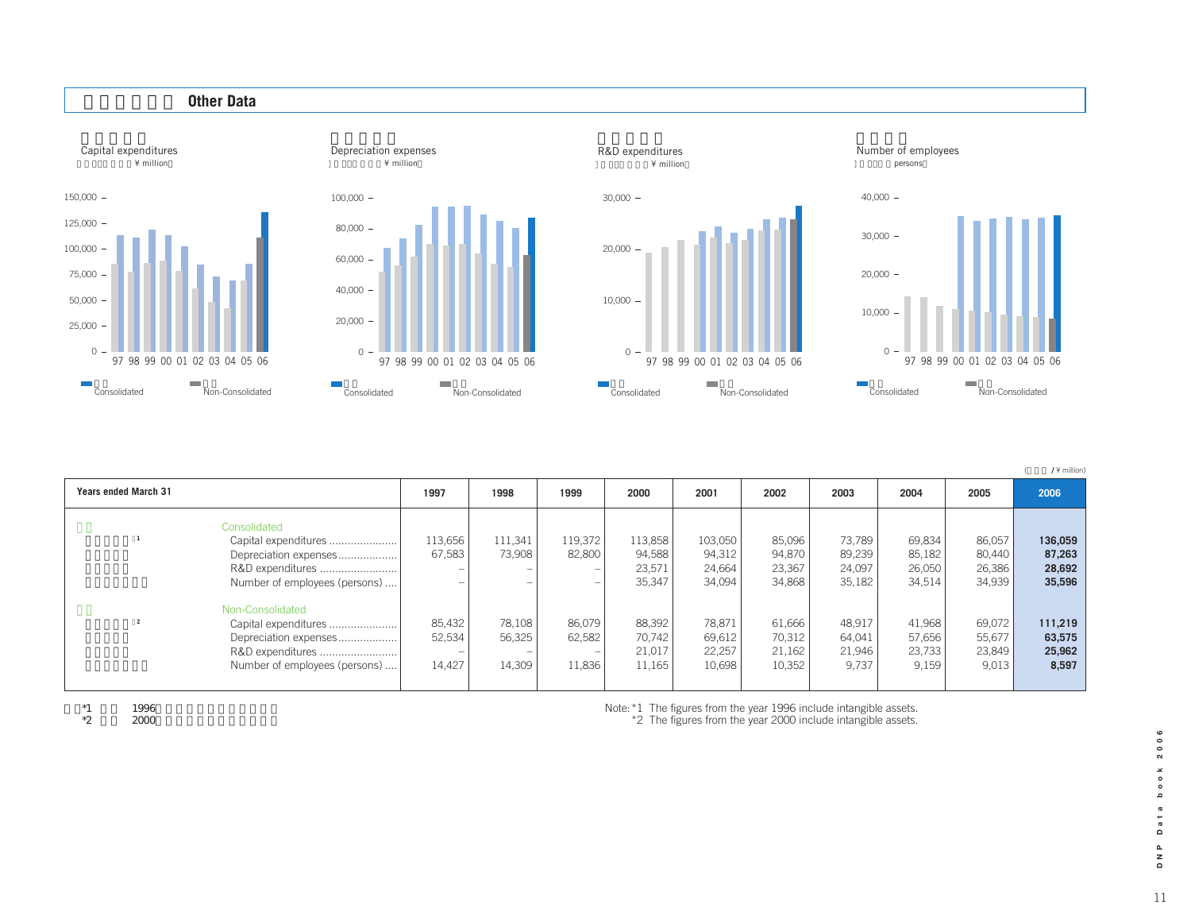## Other Data

Capital expenditures (¥ million)

Depreciation expenses (¥ million)

R&D expenditures (¥ million)

Number of employees (persons)

Consolidated / Non-Consolidated

(¥ million)

| Years ended March 31 | 1997 | 1998 | 1999 | 2000 | 2001 | 2002 | 2003 | 2004 | 2005 | 2006 |
|---|---|---|---|---|---|---|---|---|---|---|
| **Consolidated** | | | | | | | | | | |
| Capital expenditures *1 | 113,656 | 111,341 | 119,372 | 113,858 | 103,050 | 85,096 | 73,789 | 69,834 | 86,057 | **136,059** |
| Depreciation expenses | 67,583 | 73,908 | 82,800 | 94,588 | 94,312 | 94,870 | 89,239 | 85,182 | 80,440 | **87,263** |
| R&D expenditures | – | – | – | 23,571 | 24,664 | 23,367 | 24,097 | 26,050 | 26,386 | **28,692** |
| Number of employees (persons) | – | – | – | 35,347 | 34,094 | 34,868 | 35,182 | 34,514 | 34,939 | **35,596** |
| **Non-Consolidated** | | | | | | | | | | |
| Capital expenditures *2 | 85,432 | 78,108 | 86,079 | 88,392 | 78,871 | 61,666 | 48,917 | 41,968 | 69,072 | **111,219** |
| Depreciation expenses | 52,534 | 56,325 | 62,582 | 70,742 | 69,612 | 70,312 | 64,041 | 57,656 | 55,677 | **63,575** |
| R&D expenditures | – | – | – | 21,017 | 22,257 | 21,162 | 21,946 | 23,733 | 23,849 | **25,962** |
| Number of employees (persons) | 14,427 | 14,309 | 11,836 | 11,165 | 10,698 | 10,352 | 9,737 | 9,159 | 9,013 | **8,597** |

Note: *1 The figures from the year 1996 include intangible assets.
*2 The figures from the year 2000 include intangible assets.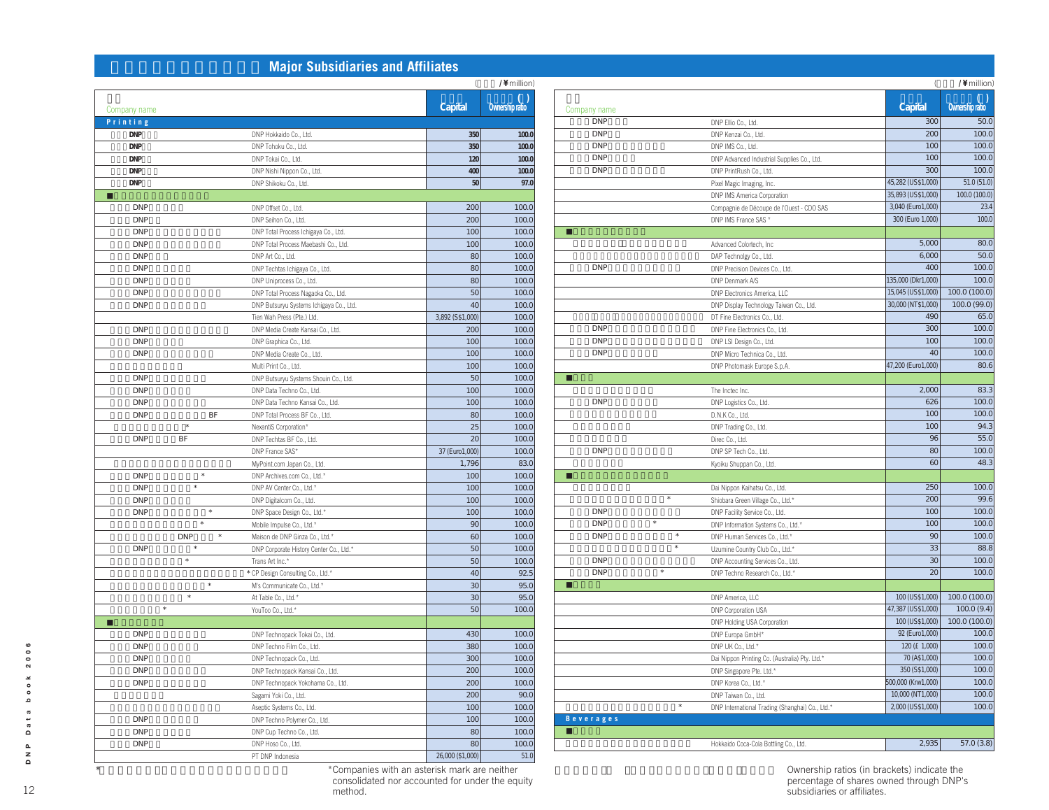## Major Subsidiaries and Affiliates

(/¥million)

| Company name | | Capital | Ownership ratio |
|---|---|---|---|
| **Printing** | | | |
| DNP | DNP Hokkaido Co., Ltd. | 350 | 100.0 |
| DNP | DNP Tohoku Co., Ltd. | 350 | 100.0 |
| DNP | DNP Tokai Co., Ltd. | 120 | 100.0 |
| DNP | DNP Nishi Nippon Co., Ltd. | 400 | 100.0 |
| DNP | DNP Shikoku Co., Ltd. | 50 | 97.0 |
| ■ | | | |
| DNP | DNP Offset Co., Ltd. | 200 | 100.0 |
| DNP | DNP Seihon Co., Ltd. | 200 | 100.0 |
| DNP | DNP Total Process Ichigaya Co., Ltd. | 100 | 100.0 |
| DNP | DNP Total Process Maebashi Co., Ltd. | 100 | 100.0 |
| DNP | DNP Art Co., Ltd. | 80 | 100.0 |
| DNP | DNP Techtas Ichigaya Co., Ltd. | 80 | 100.0 |
| DNP | DNP Uniprocess Co., Ltd. | 80 | 100.0 |
| DNP | DNP Total Process Nagaoka Co., Ltd. | 50 | 100.0 |
| DNP | DNP Butsuryu Systems Ichigaya Co., Ltd. | 40 | 100.0 |
| | Tien Wah Press (Pte.) Ltd. | 3,892 (S$1,000) | 100.0 |
| DNP | DNP Media Create Kansai Co., Ltd. | 200 | 100.0 |
| DNP | DNP Graphica Co., Ltd. | 100 | 100.0 |
| DNP | DNP Media Create Co., Ltd. | 100 | 100.0 |
| | Multi Print Co., Ltd. | 100 | 100.0 |
| DNP | DNP Butsuryu Systems Shouin Co., Ltd. | 50 | 100.0 |
| DNP | DNP Data Techno Co., Ltd. | 100 | 100.0 |
| DNP | DNP Data Techno Kansai Co., Ltd. | 100 | 100.0 |
| DNP BF | DNP Total Process BF Co., Ltd. | 80 | 100.0 |
| * | NexantiS Corporation* | 25 | 100.0 |
| DNP BF | DNP Techtas BF Co., Ltd. | 20 | 100.0 |
| | DNP France SAS* | 37 (Euro1,000) | 100.0 |
| | MyPoint.com Japan Co., Ltd. | 1,796 | 83.0 |
| DNP * | DNP Archives.com Co., Ltd.* | 100 | 100.0 |
| DNP * | DNP AV Center Co., Ltd.* | 100 | 100.0 |
| DNP | DNP Digitalcom Co., Ltd. | 100 | 100.0 |
| DNP * | DNP Space Design Co., Ltd.* | 100 | 100.0 |
| * | Mobile Impulse Co., Ltd.* | 90 | 100.0 |
| DNP * | Maison de DNP Ginza Co., Ltd.* | 60 | 100.0 |
| DNP * | DNP Corporate History Center Co., Ltd.* | 50 | 100.0 |
| * | Trans Art Inc.* | 50 | 100.0 |
| * | CP Design Consulting Co., Ltd.* | 40 | 92.5 |
| * | M's Communicate Co., Ltd.* | 30 | 95.0 |
| * | At Table Co., Ltd.* | 30 | 95.0 |
| * | YouToo Co., Ltd.* | 50 | 100.0 |
| ■ | | | |
| DNP | DNP Technopack Tokai Co., Ltd. | 430 | 100.0 |
| DNP | DNP Techno Film Co., Ltd. | 380 | 100.0 |
| DNP | DNP Technopack Co., Ltd. | 300 | 100.0 |
| DNP | DNP Technopack Kansai Co., Ltd. | 200 | 100.0 |
| DNP | DNP Technopack Yokohama Co., Ltd. | 200 | 100.0 |
| | Sagami Yoki Co., Ltd. | 200 | 90.0 |
| | Aseptic Systems Co., Ltd. | 100 | 100.0 |
| DNP | DNP Techno Polymer Co., Ltd. | 100 | 100.0 |
| DNP | DNP Cup Techno Co., Ltd. | 80 | 100.0 |
| DNP | DNP Hoso Co., Ltd. | 80 | 100.0 |
| | PT DNP Indonesia | 26,000 (S$1,000) | 51.0 |
| DNP | DNP Ellio Co., Ltd. | 300 | 50.0 |
| DNP | DNP Kenzai Co., Ltd. | 200 | 100.0 |
| DNP | DNP IMS Co., Ltd. | 100 | 100.0 |
| DNP | DNP Advanced Industrial Supplies Co., Ltd. | 100 | 100.0 |
| DNP | DNP PrintRush Co., Ltd. | 300 | 100.0 |
| | Pixel Magic Imaging, Inc. | 45,282 (US$1,000) | 51.0 (51.0) |
| | DNP IMS America Corporation | 35,893 (US$1,000) | 100.0 (100.0) |
| | Compagnie de Découpe de l'Ouest - CDO SAS | 3,040 (Euro1,000) | 23.4 |
| | DNP IMS France SAS * | 300 (Euro 1,000) | 100.0 |
| ■ | | | |
| | Advanced Colortech, Inc | 5,000 | 80.0 |
| | DAP Technology Co., Ltd. | 6,000 | 50.0 |
| DNP | DNP Precision Devices Co., Ltd. | 400 | 100.0 |
| | DNP Denmark A/S | 135,000 (Dkr1,000) | 100.0 |
| | DNP Electronics America, LLC | 15,045 (US$1,000) | 100.0 (100.0) |
| | DNP Display Technology Taiwan Co., Ltd. | 30,000 (NT$1,000) | 100.0 (99.0) |
| | DT Fine Electronics Co., Ltd. | 490 | 65.0 |
| DNP | DNP Fine Electronics Co., Ltd. | 300 | 100.0 |
| DNP | DNP LSI Design Co., Ltd. | 100 | 100.0 |
| DNP | DNP Micro Technica Co., Ltd. | 40 | 100.0 |
| | DNP Photomask Europe S.p.A. | 47,200 (Euro1,000) | 80.6 |
| ■ | | | |
| | The Inctec Inc. | 2,000 | 83.3 |
| DNP | DNP Logistics Co., Ltd. | 626 | 100.0 |
| | D.N.K Co., Ltd. | 100 | 100.0 |
| | DNP Trading Co., Ltd. | 100 | 94.3 |
| | Direc Co., Ltd. | 96 | 55.0 |
| DNP | DNP SP Tech Co., Ltd. | 80 | 100.0 |
| | Kyoiku Shuppan Co., Ltd. | 60 | 48.3 |
| ■ | | | |
| | Dai Nippon Kaihatsu Co., Ltd. | 250 | 100.0 |
| * | Shiobara Green Village Co., Ltd.* | 200 | 99.6 |
| DNP | DNP Facility Service Co., Ltd. | 100 | 100.0 |
| DNP * | DNP Information Systems Co., Ltd.* | 100 | 100.0 |
| DNP * | DNP Human Services Co., Ltd.* | 90 | 100.0 |
| * | Uzumine Country Club Co., Ltd.* | 33 | 88.8 |
| DNP | DNP Accounting Services Co., Ltd. | 30 | 100.0 |
| DNP * | DNP Techno Research Co., Ltd.* | 20 | 100.0 |
| ■ | | | |
| | DNP America, LLC | 100 (US$1,000) | 100.0 (100.0) |
| | DNP Corporation USA | 47,387 (US$1,000) | 100.0 (9.4) |
| | DNP Holding USA Corporation | 100 (US$1,000) | 100.0 (100.0) |
| | DNP Europa GmbH* | 92 (Euro1,000) | 100.0 |
| | DNP UK Co., Ltd.* | 120 (£ 1,000) | 100.0 |
| | Dai Nippon Printing Co. (Australia) Pty. Ltd.* | 70 (A$1,000) | 100.0 |
| | DNP Singapore Pte. Ltd.* | 350 (S$1,000) | 100.0 |
| | DNP Korea Co., Ltd.* | 500,000 (Krw1,000) | 100.0 |
| | DNP Taiwan Co., Ltd. | 10,000 (NT1,000) | 100.0 |
| * | DNP International Trading (Shanghai) Co., Ltd.* | 2,000 (US$1,000) | 100.0 |
| **Beverages** | | | |
| ■ | | | |
| | Hokkaido Coca-Cola Bottling Co., Ltd. | 2,935 | 57.0 (3.8) |

*Companies with an asterisk mark are neither consolidated nor accounted for under the equity method.

Ownership ratios (in brackets) indicate the percentage of shares owned through DNP's subsidiaries or affiliates.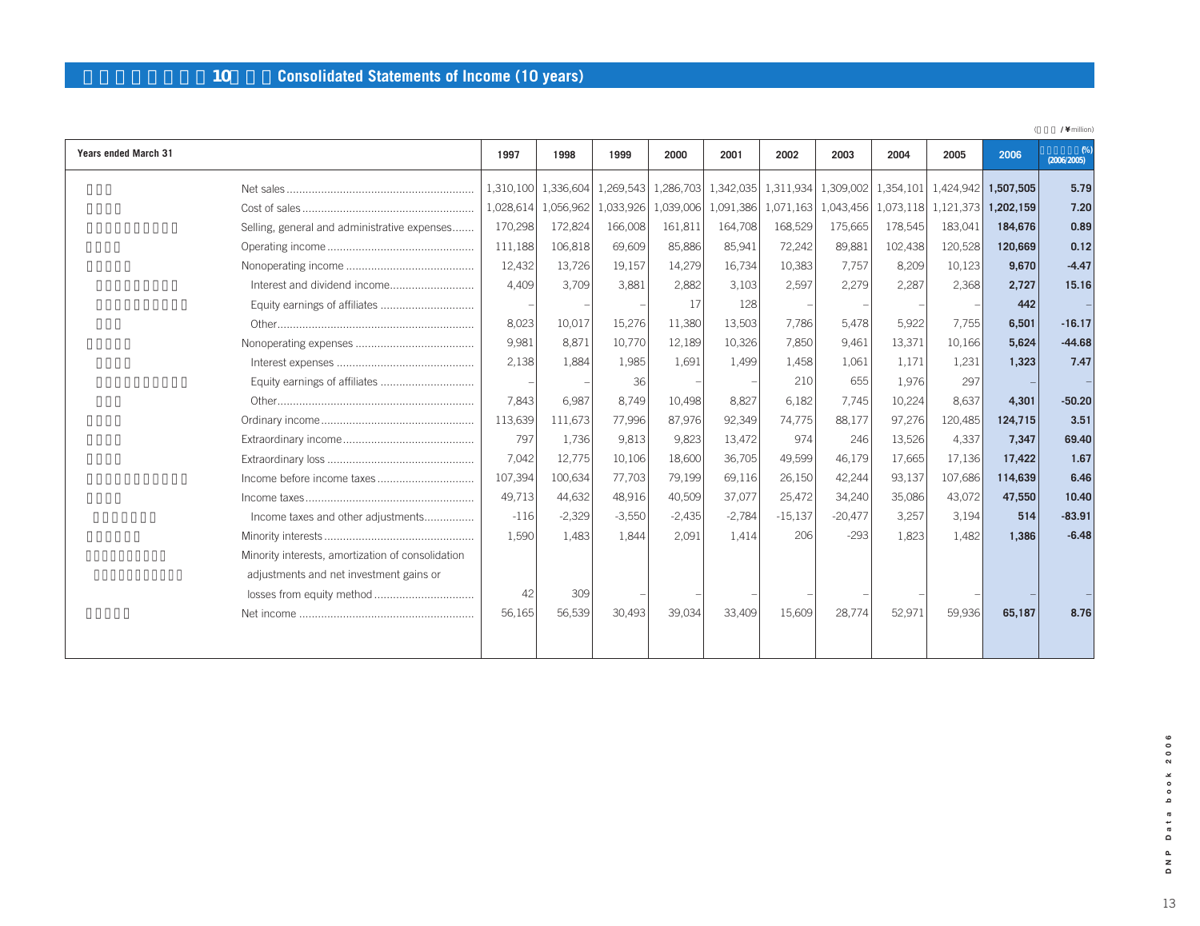## 10 Consolidated Statements of Income (10 years)

(¥million)

| Years ended March 31 | 1997 | 1998 | 1999 | 2000 | 2001 | 2002 | 2003 | 2004 | 2005 | 2006 | (%) (2006/2005) |
|---|---|---|---|---|---|---|---|---|---|---|---|
| Net sales | 1,310,100 | 1,336,604 | 1,269,543 | 1,286,703 | 1,342,035 | 1,311,934 | 1,309,002 | 1,354,101 | 1,424,942 | **1,507,505** | **5.79** |
| Cost of sales | 1,028,614 | 1,056,962 | 1,033,926 | 1,039,006 | 1,091,386 | 1,071,163 | 1,043,456 | 1,073,118 | 1,121,373 | **1,202,159** | **7.20** |
| Selling, general and administrative expenses | 170,298 | 172,824 | 166,008 | 161,811 | 164,708 | 168,529 | 175,665 | 178,545 | 183,041 | **184,676** | **0.89** |
| Operating income | 111,188 | 106,818 | 69,609 | 85,886 | 85,941 | 72,242 | 89,881 | 102,438 | 120,528 | **120,669** | **0.12** |
| Nonoperating income | 12,432 | 13,726 | 19,157 | 14,279 | 16,734 | 10,383 | 7,757 | 8,209 | 10,123 | **9,670** | **-4.47** |
| Interest and dividend income | 4,409 | 3,709 | 3,881 | 2,882 | 3,103 | 2,597 | 2,279 | 2,287 | 2,368 | **2,727** | **15.16** |
| Equity earnings of affiliates | – | – | – | 17 | 128 | – | – | – | – | **442** | – |
| Other | 8,023 | 10,017 | 15,276 | 11,380 | 13,503 | 7,786 | 5,478 | 5,922 | 7,755 | **6,501** | **-16.17** |
| Nonoperating expenses | 9,981 | 8,871 | 10,770 | 12,189 | 10,326 | 7,850 | 9,461 | 13,371 | 10,166 | **5,624** | **-44.68** |
| Interest expenses | 2,138 | 1,884 | 1,985 | 1,691 | 1,499 | 1,458 | 1,061 | 1,171 | 1,231 | **1,323** | **7.47** |
| Equity earnings of affiliates | – | – | 36 | – | – | 210 | 655 | 1,976 | 297 | – | – |
| Other | 7,843 | 6,987 | 8,749 | 10,498 | 8,827 | 6,182 | 7,745 | 10,224 | 8,637 | **4,301** | **-50.20** |
| Ordinary income | 113,639 | 111,673 | 77,996 | 87,976 | 92,349 | 74,775 | 88,177 | 97,276 | 120,485 | **124,715** | **3.51** |
| Extraordinary income | 797 | 1,736 | 9,813 | 9,823 | 13,472 | 974 | 246 | 13,526 | 4,337 | **7,347** | **69.40** |
| Extraordinary loss | 7,042 | 12,775 | 10,106 | 18,600 | 36,705 | 49,599 | 46,179 | 17,665 | 17,136 | **17,422** | **1.67** |
| Income before income taxes | 107,394 | 100,634 | 77,703 | 79,199 | 69,116 | 26,150 | 42,244 | 93,137 | 107,686 | **114,639** | **6.46** |
| Income taxes | 49,713 | 44,632 | 48,916 | 40,509 | 37,077 | 25,472 | 34,240 | 35,086 | 43,072 | **47,550** | **10.40** |
| Income taxes and other adjustments | -116 | -2,329 | -3,550 | -2,435 | -2,784 | -15,137 | -20,477 | 3,257 | 3,194 | **514** | **-83.91** |
| Minority interests | 1,590 | 1,483 | 1,844 | 2,091 | 1,414 | 206 | -293 | 1,823 | 1,482 | **1,386** | **-6.48** |
| Minority interests, amortization of consolidation adjustments and net investment gains or losses from equity method | 42 | 309 | – | – | – | – | – | – | – | – | – |
| Net income | 56,165 | 56,539 | 30,493 | 39,034 | 33,409 | 15,609 | 28,774 | 52,971 | 59,936 | **65,187** | **8.76** |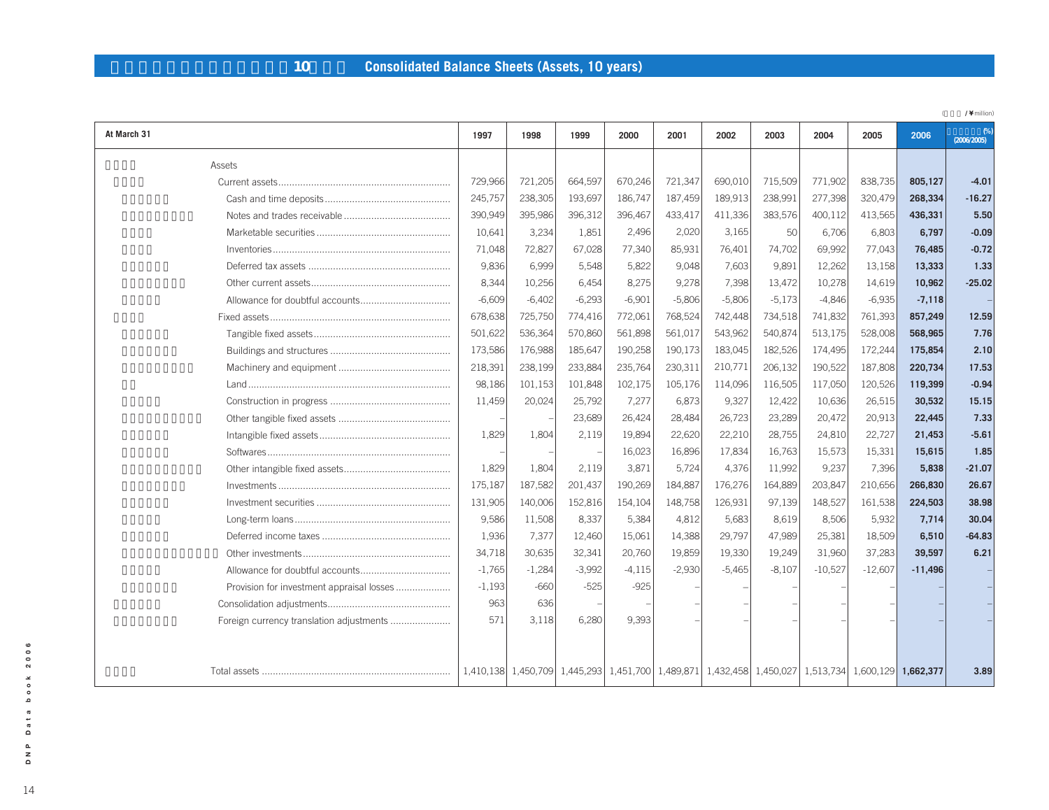## 10 Consolidated Balance Sheets (Assets, 10 years)

(/ ¥million)

| At March 31 | 1997 | 1998 | 1999 | 2000 | 2001 | 2002 | 2003 | 2004 | 2005 | 2006 | (%) (2006/2005) |
|---|---|---|---|---|---|---|---|---|---|---|---|
| Assets | | | | | | | | | | | |
| Current assets | 729,966 | 721,205 | 664,597 | 670,246 | 721,347 | 690,010 | 715,509 | 771,902 | 838,735 | **805,127** | **-4.01** |
| Cash and time deposits | 245,757 | 238,305 | 193,697 | 186,747 | 187,459 | 189,913 | 238,991 | 277,398 | 320,479 | **268,334** | **-16.27** |
| Notes and trades receivable | 390,949 | 395,986 | 396,312 | 396,467 | 433,417 | 411,336 | 383,576 | 400,112 | 413,565 | **436,331** | **5.50** |
| Marketable securities | 10,641 | 3,234 | 1,851 | 2,496 | 2,020 | 3,165 | 50 | 6,706 | 6,803 | **6,797** | **-0.09** |
| Inventories | 71,048 | 72,827 | 67,028 | 77,340 | 85,931 | 76,401 | 74,702 | 69,992 | 77,043 | **76,485** | **-0.72** |
| Deferred tax assets | 9,836 | 6,999 | 5,548 | 5,822 | 9,048 | 7,603 | 9,891 | 12,262 | 13,158 | **13,333** | **1.33** |
| Other current assets | 8,344 | 10,256 | 6,454 | 8,275 | 9,278 | 7,398 | 13,472 | 10,278 | 14,619 | **10,962** | **-25.02** |
| Allowance for doubtful accounts | -6,609 | -6,402 | -6,293 | -6,901 | -5,806 | -5,806 | -5,173 | -4,846 | -6,935 | **-7,118** | – |
| Fixed assets | 678,638 | 725,750 | 774,416 | 772,061 | 768,524 | 742,448 | 734,518 | 741,832 | 761,393 | **857,249** | **12.59** |
| Tangible fixed assets | 501,622 | 536,364 | 570,860 | 561,898 | 561,017 | 543,962 | 540,874 | 513,175 | 528,008 | **568,965** | **7.76** |
| Buildings and structures | 173,586 | 176,988 | 185,647 | 190,258 | 190,173 | 183,045 | 182,526 | 174,495 | 172,244 | **175,854** | **2.10** |
| Machinery and equipment | 218,391 | 238,199 | 233,884 | 235,764 | 230,311 | 210,771 | 206,132 | 190,522 | 187,808 | **220,734** | **17.53** |
| Land | 98,186 | 101,153 | 101,848 | 102,175 | 105,176 | 114,096 | 116,505 | 117,050 | 120,526 | **119,399** | **-0.94** |
| Construction in progress | 11,459 | 20,024 | 25,792 | 7,277 | 6,873 | 9,327 | 12,422 | 10,636 | 26,515 | **30,532** | **15.15** |
| Other tangible fixed assets | – | – | 23,689 | 26,424 | 28,484 | 26,723 | 23,289 | 20,472 | 20,913 | **22,445** | **7.33** |
| Intangible fixed assets | 1,829 | 1,804 | 2,119 | 19,894 | 22,620 | 22,210 | 28,755 | 24,810 | 22,727 | **21,453** | **-5.61** |
| Softwares | – | – | – | 16,023 | 16,896 | 17,834 | 16,763 | 15,573 | 15,331 | **15,615** | **1.85** |
| Other intangible fixed assets | 1,829 | 1,804 | 2,119 | 3,871 | 5,724 | 4,376 | 11,992 | 9,237 | 7,396 | **5,838** | **-21.07** |
| Investments | 175,187 | 187,582 | 201,437 | 190,269 | 184,887 | 176,276 | 164,889 | 203,847 | 210,656 | **266,830** | **26.67** |
| Investment securities | 131,905 | 140,006 | 152,816 | 154,104 | 148,758 | 126,931 | 97,139 | 148,527 | 161,538 | **224,503** | **38.98** |
| Long-term loans | 9,586 | 11,508 | 8,337 | 5,384 | 4,812 | 5,683 | 8,619 | 8,506 | 5,932 | **7,714** | **30.04** |
| Deferred income taxes | 1,936 | 7,377 | 12,460 | 15,061 | 14,388 | 29,797 | 47,989 | 25,381 | 18,509 | **6,510** | **-64.83** |
| Other investments | 34,718 | 30,635 | 32,341 | 20,760 | 19,859 | 19,330 | 19,249 | 31,960 | 37,283 | **39,597** | **6.21** |
| Allowance for doubtful accounts | -1,765 | -1,284 | -3,992 | -4,115 | -2,930 | -5,465 | -8,107 | -10,527 | -12,607 | **-11,496** | – |
| Provision for investment appraisal losses | -1,193 | -660 | -525 | -925 | – | – | – | – | – | – | – |
| Consolidation adjustments | 963 | 636 | – | – | – | – | – | – | – | – | – |
| Foreign currency translation adjustments | 571 | 3,118 | 6,280 | 9,393 | – | – | – | – | – | – | – |
| Total assets | 1,410,138 | 1,450,709 | 1,445,293 | 1,451,700 | 1,489,871 | 1,432,458 | 1,450,027 | 1,513,734 | 1,600,129 | **1,662,377** | **3.89** |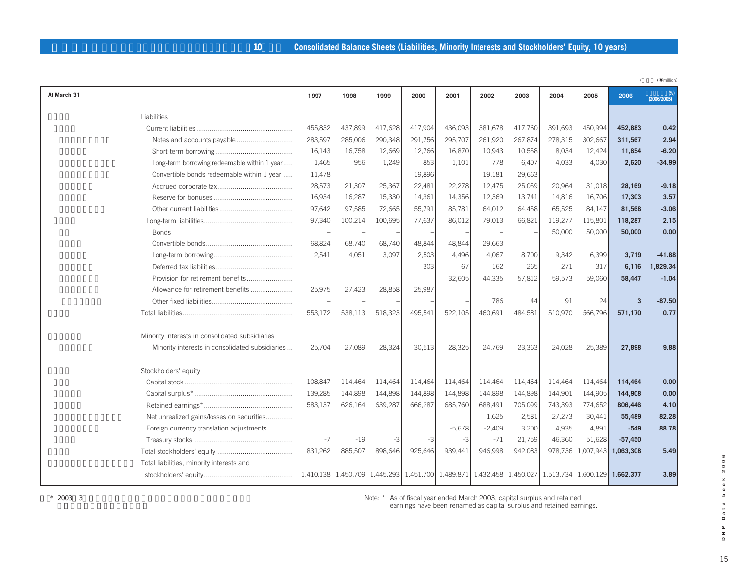## Consolidated Balance Sheets (Liabilities, Minority Interests and Stockholders' Equity, 10 years)

(¥million)

| At March 31 | 1997 | 1998 | 1999 | 2000 | 2001 | 2002 | 2003 | 2004 | 2005 | 2006 | (%) (2006/2005) |
|---|---|---|---|---|---|---|---|---|---|---|---|
| **Liabilities** | | | | | | | | | | | |
| Current liabilities | 455,832 | 437,899 | 417,628 | 417,904 | 436,093 | 381,678 | 417,760 | 391,693 | 450,994 | **452,883** | **0.42** |
| Notes and accounts payable | 283,597 | 285,006 | 290,348 | 291,756 | 295,707 | 261,920 | 267,874 | 278,315 | 302,667 | **311,567** | **2.94** |
| Short-term borrowing | 16,143 | 16,758 | 12,669 | 12,766 | 16,870 | 10,943 | 10,558 | 8,034 | 12,424 | **11,654** | **-6.20** |
| Long-term borrowing redeemable within 1 year | 1,465 | 956 | 1,249 | 853 | 1,101 | 778 | 6,407 | 4,033 | 4,030 | **2,620** | **-34.99** |
| Convertible bonds redeemable within 1 year | 11,478 | – | – | 19,896 | – | 19,181 | 29,663 | – | – | – | – |
| Accrued corporate tax | 28,573 | 21,307 | 25,367 | 22,481 | 22,278 | 12,475 | 25,059 | 20,964 | 31,018 | **28,169** | **-9.18** |
| Reserve for bonuses | 16,934 | 16,287 | 15,330 | 14,361 | 14,356 | 12,369 | 13,741 | 14,816 | 16,706 | **17,303** | **3.57** |
| Other current liabilities | 97,642 | 97,585 | 72,665 | 55,791 | 85,781 | 64,012 | 64,458 | 65,525 | 84,147 | **81,568** | **-3.06** |
| Long-term liabilities | 97,340 | 100,214 | 100,695 | 77,637 | 86,012 | 79,013 | 66,821 | 119,277 | 115,801 | **118,287** | **2.15** |
| Bonds | – | – | – | – | – | – | – | 50,000 | 50,000 | **50,000** | **0.00** |
| Convertible bonds | 68,824 | 68,740 | 68,740 | 48,844 | 48,844 | 29,663 | – | – | – | – | – |
| Long-term borrowing | 2,541 | 4,051 | 3,097 | 2,503 | 4,496 | 4,067 | 8,700 | 9,342 | 6,399 | **3,719** | **-41.88** |
| Deferred tax liabilities | – | – | – | 303 | 67 | 162 | 265 | 271 | 317 | **6,116** | **1,829.34** |
| Provision for retirement benefits | – | – | – | – | 32,605 | 44,335 | 57,812 | 59,573 | 59,060 | **58,447** | **-1.04** |
| Allowance for retirement benefits | 25,975 | 27,423 | 28,858 | 25,987 | – | – | – | – | – | – | – |
| Other fixed liabilities | – | – | – | – | – | 786 | 44 | 91 | 24 | **3** | **-87.50** |
| Total liabilities | 553,172 | 538,113 | 518,323 | 495,541 | 522,105 | 460,691 | 484,581 | 510,970 | 566,796 | **571,170** | **0.77** |
| **Minority interests in consolidated subsidiaries** | | | | | | | | | | | |
| Minority interests in consolidated subsidiaries | 25,704 | 27,089 | 28,324 | 30,513 | 28,325 | 24,769 | 23,363 | 24,028 | 25,389 | **27,898** | **9.88** |
| **Stockholders' equity** | | | | | | | | | | | |
| Capital stock | 108,847 | 114,464 | 114,464 | 114,464 | 114,464 | 114,464 | 114,464 | 114,464 | 114,464 | **114,464** | **0.00** |
| Capital surplus* | 139,285 | 144,898 | 144,898 | 144,898 | 144,898 | 144,898 | 144,898 | 144,901 | 144,905 | **144,908** | **0.00** |
| Retained earnings* | 583,137 | 626,164 | 639,287 | 666,287 | 685,760 | 688,491 | 705,099 | 743,393 | 774,652 | **806,446** | **4.10** |
| Net unrealized gains/losses on securities | – | – | – | – | – | 1,625 | 2,581 | 27,273 | 30,441 | **55,489** | **82.28** |
| Foreign currency translation adjustments | – | – | – | – | -5,678 | -2,409 | -3,200 | -4,935 | -4,891 | **-549** | **88.78** |
| Treasury stocks | -7 | -19 | -3 | -3 | -3 | -71 | -21,759 | -46,360 | -51,628 | **-57,450** | – |
| Total stockholders' equity | 831,262 | 885,507 | 898,646 | 925,646 | 939,441 | 946,998 | 942,083 | 978,736 | 1,007,943 | **1,063,308** | **5.49** |
| Total liabilities, minority interests and stockholders' equity | 1,410,138 | 1,450,709 | 1,445,293 | 1,451,700 | 1,489,871 | 1,432,458 | 1,450,027 | 1,513,734 | 1,600,129 | **1,662,377** | **3.89** |

Note: * As of fiscal year ended March 2003, capital surplus and retained earnings have been renamed as capital surplus and retained earnings.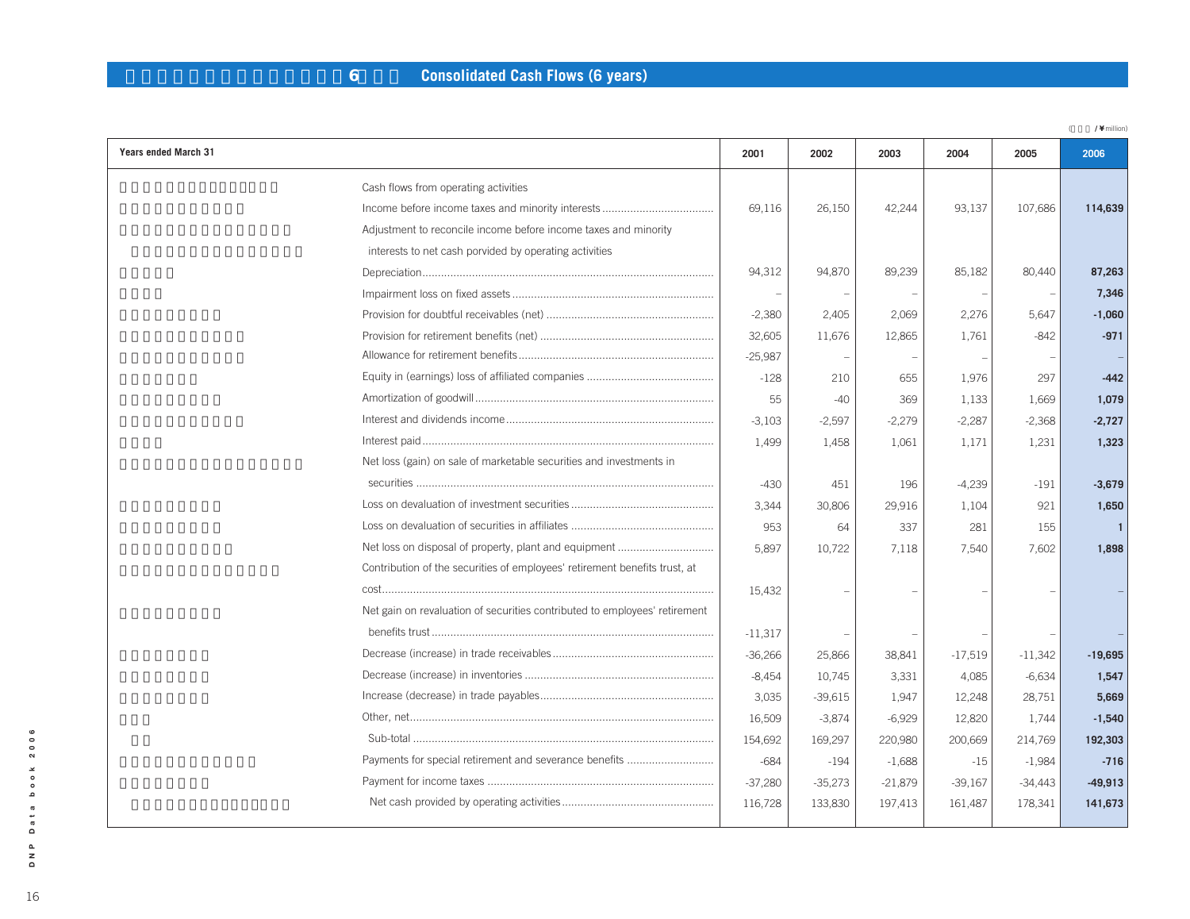## Consolidated Cash Flows (6 years)

(¥ million)

| Years ended March 31 | 2001 | 2002 | 2003 | 2004 | 2005 | 2006 |
|---|---|---|---|---|---|---|
| Cash flows from operating activities | | | | | | |
| Income before income taxes and minority interests | 69,116 | 26,150 | 42,244 | 93,137 | 107,686 | **114,639** |
| Adjustment to reconcile income before income taxes and minority interests to net cash porvided by operating activities | | | | | | |
| Depreciation | 94,312 | 94,870 | 89,239 | 85,182 | 80,440 | **87,263** |
| Impairment loss on fixed assets | – | – | – | – | – | **7,346** |
| Provision for doubtful receivables (net) | -2,380 | 2,405 | 2,069 | 2,276 | 5,647 | **-1,060** |
| Provision for retirement benefits (net) | 32,605 | 11,676 | 12,865 | 1,761 | -842 | **-971** |
| Allowance for retirement benefits | -25,987 | – | – | – | – | **–** |
| Equity in (earnings) loss of affiliated companies | -128 | 210 | 655 | 1,976 | 297 | **-442** |
| Amortization of goodwill | 55 | -40 | 369 | 1,133 | 1,669 | **1,079** |
| Interest and dividends income | -3,103 | -2,597 | -2,279 | -2,287 | -2,368 | **-2,727** |
| Interest paid | 1,499 | 1,458 | 1,061 | 1,171 | 1,231 | **1,323** |
| Net loss (gain) on sale of marketable securities and investments in securities | -430 | 451 | 196 | -4,239 | -191 | **-3,679** |
| Loss on devaluation of investment securities | 3,344 | 30,806 | 29,916 | 1,104 | 921 | **1,650** |
| Loss on devaluation of securities in affiliates | 953 | 64 | 337 | 281 | 155 | **1** |
| Net loss on disposal of property, plant and equipment | 5,897 | 10,722 | 7,118 | 7,540 | 7,602 | **1,898** |
| Contribution of the securities of employees' retirement benefits trust, at cost | 15,432 | – | – | – | – | **–** |
| Net gain on revaluation of securities contributed to employees' retirement benefits trust | -11,317 | – | – | – | – | **–** |
| Decrease (increase) in trade receivables | -36,266 | 25,866 | 38,841 | -17,519 | -11,342 | **-19,695** |
| Decrease (increase) in inventories | -8,454 | 10,745 | 3,331 | 4,085 | -6,634 | **1,547** |
| Increase (decrease) in trade payables | 3,035 | -39,615 | 1,947 | 12,248 | 28,751 | **5,669** |
| Other, net | 16,509 | -3,874 | -6,929 | 12,820 | 1,744 | **-1,540** |
| Sub-total | 154,692 | 169,297 | 220,980 | 200,669 | 214,769 | **192,303** |
| Payments for special retirement and severance benefits | -684 | -194 | -1,688 | -15 | -1,984 | **-716** |
| Payment for income taxes | -37,280 | -35,273 | -21,879 | -39,167 | -34,443 | **-49,913** |
| Net cash provided by operating activities | 116,728 | 133,830 | 197,413 | 161,487 | 178,341 | **141,673** |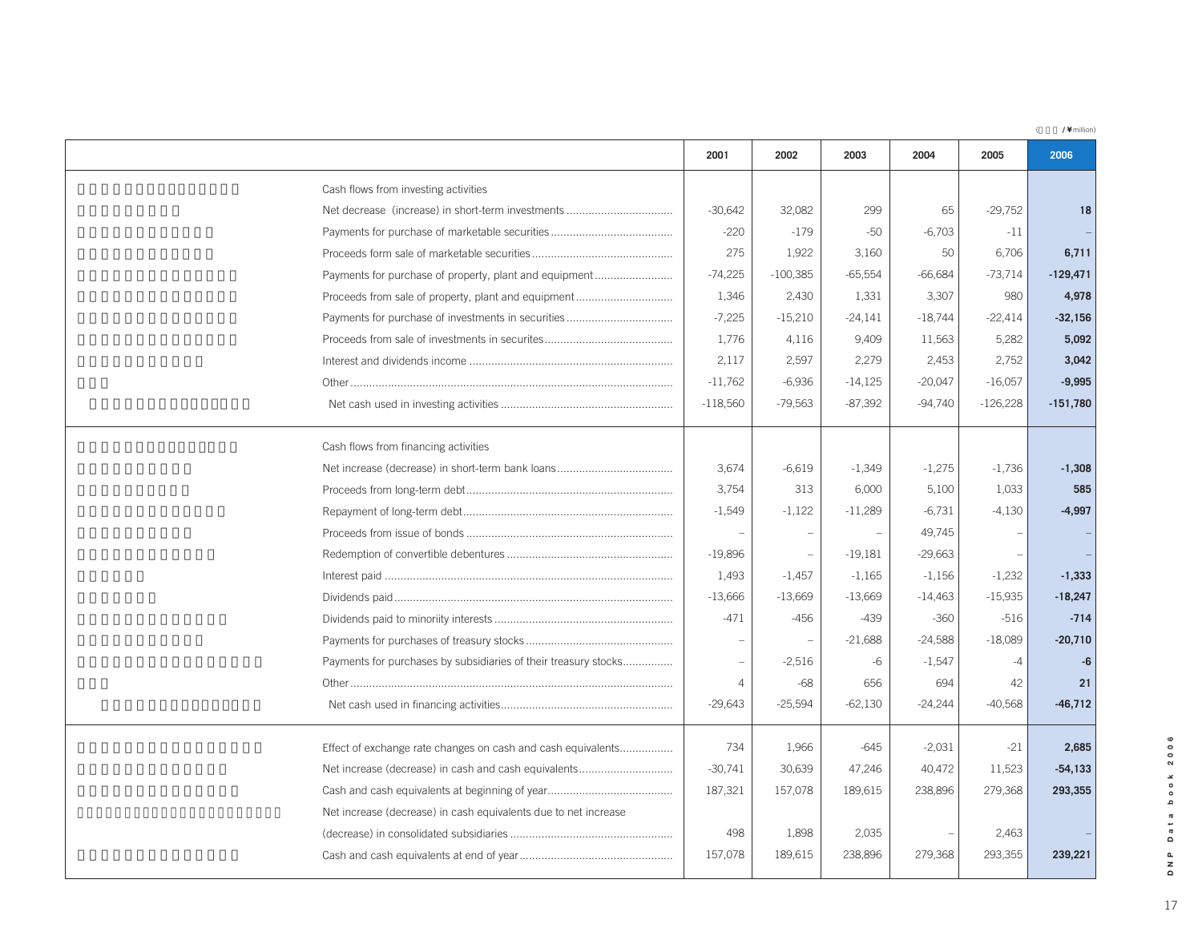(¥million)

| | 2001 | 2002 | 2003 | 2004 | 2005 | 2006 |
|---|---|---|---|---|---|---|
| Cash flows from investing activities | | | | | | |
| Net decrease (increase) in short-term investments | -30,642 | 32,082 | 299 | 65 | -29,752 | **18** |
| Payments for purchase of marketable securities | -220 | -179 | -50 | -6,703 | -11 | **–** |
| Proceeds form sale of marketable securities | 275 | 1,922 | 3,160 | 50 | 6,706 | **6,711** |
| Payments for purchase of property, plant and equipment | -74,225 | -100,385 | -65,554 | -66,684 | -73,714 | **-129,471** |
| Proceeds from sale of property, plant and equipment | 1,346 | 2,430 | 1,331 | 3,307 | 980 | **4,978** |
| Payments for purchase of investments in securities | -7,225 | -15,210 | -24,141 | -18,744 | -22,414 | **-32,156** |
| Proceeds from sale of investments in securites | 1,776 | 4,116 | 9,409 | 11,563 | 5,282 | **5,092** |
| Interest and dividends income | 2,117 | 2,597 | 2,279 | 2,453 | 2,752 | **3,042** |
| Other | -11,762 | -6,936 | -14,125 | -20,047 | -16,057 | **-9,995** |
| Net cash used in investing activities | -118,560 | -79,563 | -87,392 | -94,740 | -126,228 | **-151,780** |
| Cash flows from financing activities | | | | | | |
| Net increase (decrease) in short-term bank loans | 3,674 | -6,619 | -1,349 | -1,275 | -1,736 | **-1,308** |
| Proceeds from long-term debt | 3,754 | 313 | 6,000 | 5,100 | 1,033 | **585** |
| Repayment of long-term debt | -1,549 | -1,122 | -11,289 | -6,731 | -4,130 | **-4,997** |
| Proceeds from issue of bonds | – | – | – | 49,745 | – | **–** |
| Redemption of convertible debentures | -19,896 | – | -19,181 | -29,663 | – | **–** |
| Interest paid | 1,493 | -1,457 | -1,165 | -1,156 | -1,232 | **-1,333** |
| Dividends paid | -13,666 | -13,669 | -13,669 | -14,463 | -15,935 | **-18,247** |
| Dividends paid to minoriity interests | -471 | -456 | -439 | -360 | -516 | **-714** |
| Payments for purchases of treasury stocks | – | – | -21,688 | -24,588 | -18,089 | **-20,710** |
| Payments for purchases by subsidiaries of their treasury stocks | – | -2,516 | -6 | -1,547 | -4 | **-6** |
| Other | 4 | -68 | 656 | 694 | 42 | **21** |
| Net cash used in financing activities | -29,643 | -25,594 | -62,130 | -24,244 | -40,568 | **-46,712** |
| Effect of exchange rate changes on cash and cash equivalents | 734 | 1,966 | -645 | -2,031 | -21 | **2,685** |
| Net increase (decrease) in cash and cash equivalents | -30,741 | 30,639 | 47,246 | 40,472 | 11,523 | **-54,133** |
| Cash and cash equivalents at beginning of year | 187,321 | 157,078 | 189,615 | 238,896 | 279,368 | **293,355** |
| Net increase (decrease) in cash equivalents due to net increase (decrease) in consolidated subsidiaries | 498 | 1,898 | 2,035 | – | 2,463 | **–** |
| Cash and cash equivalents at end of year | 157,078 | 189,615 | 238,896 | 279,368 | 293,355 | **239,221** |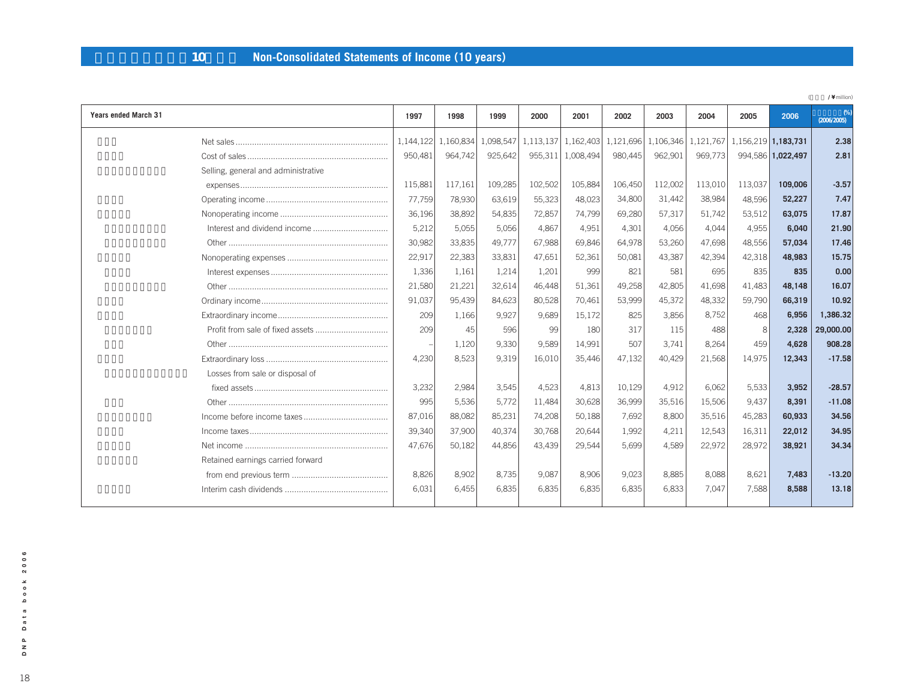## 10 Non-Consolidated Statements of Income (10 years)

( / ¥million)

| Years ended March 31 | 1997 | 1998 | 1999 | 2000 | 2001 | 2002 | 2003 | 2004 | 2005 | 2006 | (%) (2006/2005) |
|---|---|---|---|---|---|---|---|---|---|---|---|
| Net sales | 1,144,122 | 1,160,834 | 1,098,547 | 1,113,137 | 1,162,403 | 1,121,696 | 1,106,346 | 1,121,767 | 1,156,219 | **1,183,731** | **2.38** |
| Cost of sales | 950,481 | 964,742 | 925,642 | 955,311 | 1,008,494 | 980,445 | 962,901 | 969,773 | 994,586 | **1,022,497** | **2.81** |
| Selling, general and administrative expenses | 115,881 | 117,161 | 109,285 | 102,502 | 105,884 | 106,450 | 112,002 | 113,010 | 113,037 | **109,006** | **-3.57** |
| Operating income | 77,759 | 78,930 | 63,619 | 55,323 | 48,023 | 34,800 | 31,442 | 38,984 | 48,596 | **52,227** | **7.47** |
| Nonoperating income | 36,196 | 38,892 | 54,835 | 72,857 | 74,799 | 69,280 | 57,317 | 51,742 | 53,512 | **63,075** | **17.87** |
| Interest and dividend income | 5,212 | 5,055 | 5,056 | 4,867 | 4,951 | 4,301 | 4,056 | 4,044 | 4,955 | **6,040** | **21.90** |
| Other | 30,982 | 33,835 | 49,777 | 67,988 | 69,846 | 64,978 | 53,260 | 47,698 | 48,556 | **57,034** | **17.46** |
| Nonoperating expenses | 22,917 | 22,383 | 33,831 | 47,651 | 52,361 | 50,081 | 43,387 | 42,394 | 42,318 | **48,983** | **15.75** |
| Interest expenses | 1,336 | 1,161 | 1,214 | 1,201 | 999 | 821 | 581 | 695 | 835 | **835** | **0.00** |
| Other | 21,580 | 21,221 | 32,614 | 46,448 | 51,361 | 49,258 | 42,805 | 41,698 | 41,483 | **48,148** | **16.07** |
| Ordinary income | 91,037 | 95,439 | 84,623 | 80,528 | 70,461 | 53,999 | 45,372 | 48,332 | 59,790 | **66,319** | **10.92** |
| Extraordinary income | 209 | 1,166 | 9,927 | 9,689 | 15,172 | 825 | 3,856 | 8,752 | 468 | **6,956** | **1,386.32** |
| Profit from sale of fixed assets | 209 | 45 | 596 | 99 | 180 | 317 | 115 | 488 | 8 | **2,328** | **29,000.00** |
| Other | – | 1,120 | 9,330 | 9,589 | 14,991 | 507 | 3,741 | 8,264 | 459 | **4,628** | **908.28** |
| Extraordinary loss | 4,230 | 8,523 | 9,319 | 16,010 | 35,446 | 47,132 | 40,429 | 21,568 | 14,975 | **12,343** | **-17.58** |
| Losses from sale or disposal of fixed assets | 3,232 | 2,984 | 3,545 | 4,523 | 4,813 | 10,129 | 4,912 | 6,062 | 5,533 | **3,952** | **-28.57** |
| Other | 995 | 5,536 | 5,772 | 11,484 | 30,628 | 36,999 | 35,516 | 15,506 | 9,437 | **8,391** | **-11.08** |
| Income before income taxes | 87,016 | 88,082 | 85,231 | 74,208 | 50,188 | 7,692 | 8,800 | 35,516 | 45,283 | **60,933** | **34.56** |
| Income taxes | 39,340 | 37,900 | 40,374 | 30,768 | 20,644 | 1,992 | 4,211 | 12,543 | 16,311 | **22,012** | **34.95** |
| Net income | 47,676 | 50,182 | 44,856 | 43,439 | 29,544 | 5,699 | 4,589 | 22,972 | 28,972 | **38,921** | **34.34** |
| Retained earnings carried forward from end previous term | 8,826 | 8,902 | 8,735 | 9,087 | 8,906 | 9,023 | 8,885 | 8,088 | 8,621 | **7,483** | **-13.20** |
| Interim cash dividends | 6,031 | 6,455 | 6,835 | 6,835 | 6,835 | 6,835 | 6,833 | 7,047 | 7,588 | **8,588** | **13.18** |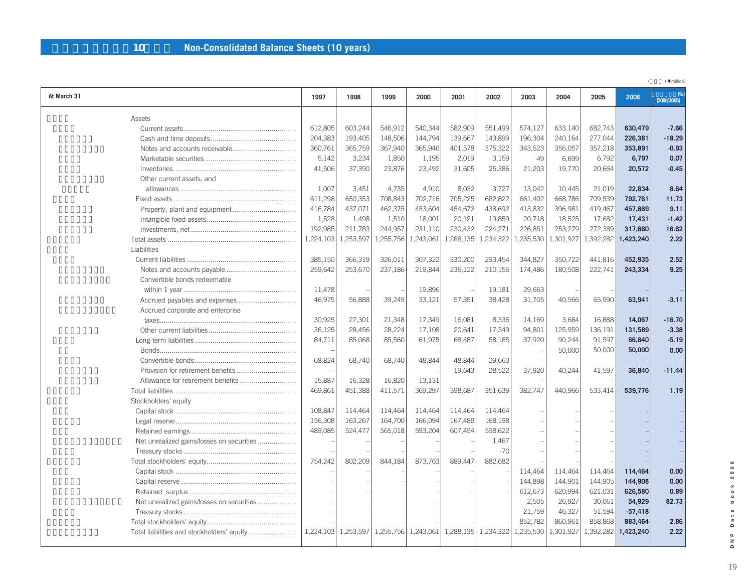## 10 Non-Consolidated Balance Sheets (10 years)

(¥million)

| At March 31 | 1997 | 1998 | 1999 | 2000 | 2001 | 2002 | 2003 | 2004 | 2005 | 2006 | (%) (2006/2005) |
|---|---|---|---|---|---|---|---|---|---|---|---|
| **Assets** | | | | | | | | | | | |
| Current assets | 612,805 | 603,244 | 546,912 | 540,344 | 582,909 | 551,499 | 574,127 | 633,140 | 682,743 | **630,479** | **-7.66** |
| Cash and time deposits | 204,383 | 193,405 | 148,506 | 144,794 | 139,667 | 143,899 | 196,304 | 240,164 | 277,044 | **226,381** | **-18.29** |
| Notes and accounts receivable | 360,761 | 365,759 | 367,940 | 365,946 | 401,578 | 375,322 | 343,523 | 356,057 | 357,218 | **353,891** | **-0.93** |
| Marketable securities | 5,142 | 3,234 | 1,850 | 1,195 | 2,019 | 3,159 | 49 | 6,699 | 6,792 | **6,797** | **0.07** |
| Inventories | 41,506 | 37,390 | 23,876 | 23,492 | 31,605 | 25,386 | 21,203 | 19,770 | 20,664 | **20,572** | **-0.45** |
| Other current assets, and allowances | 1,007 | 3,451 | 4,735 | 4,910 | 8,032 | 3,727 | 13,042 | 10,445 | 21,019 | **22,834** | **8.64** |
| Fixed assets | 611,298 | 650,353 | 708,843 | 702,716 | 705,225 | 682,822 | 661,402 | 668,786 | 709,539 | **792,761** | **11.73** |
| Property, plant and equipment | 416,784 | 437,071 | 462,375 | 453,604 | 454,672 | 438,692 | 413,832 | 396,981 | 419,467 | **457,669** | **9.11** |
| Intangible fixed assets | 1,528 | 1,498 | 1,510 | 18,001 | 20,121 | 19,859 | 20,718 | 18,525 | 17,682 | **17,431** | **-1.42** |
| Investments, net | 192,985 | 211,783 | 244,957 | 231,110 | 230,432 | 224,271 | 226,851 | 253,279 | 272,389 | **317,660** | **16.62** |
| Total assets | 1,224,103 | 1,253,597 | 1,255,756 | 1,243,061 | 1,288,135 | 1,234,322 | 1,235,530 | 1,301,927 | 1,392,282 | **1,423,240** | **2.22** |
| **Liabilities** | | | | | | | | | | | |
| Current liabilities | 385,150 | 366,319 | 326,011 | 307,322 | 330,200 | 293,454 | 344,827 | 350,722 | 441,816 | **452,935** | **2.52** |
| Notes and accounts payable | 259,642 | 253,670 | 237,186 | 219,844 | 236,122 | 210,156 | 174,486 | 180,508 | 222,741 | **243,334** | **9.25** |
| Convertible bonds redeemable within 1 year | 11,478 | – | – | 19,896 | – | 19,181 | 29,663 | – | – | – | – |
| Accrued payables and expenses | 46,975 | 56,888 | 39,249 | 33,121 | 57,351 | 38,428 | 31,705 | 40,566 | 65,990 | **63,941** | **-3.11** |
| Accrued corporate and enterprise taxes | 30,925 | 27,301 | 21,348 | 17,349 | 16,081 | 8,336 | 14,169 | 3,684 | 16,888 | **14,067** | **-16.70** |
| Other current liabilities | 36,125 | 28,456 | 28,224 | 17,108 | 20,641 | 17,349 | 94,801 | 125,959 | 136,191 | **131,589** | **-3.38** |
| Long-term liabilities | 84,711 | 85,068 | 85,560 | 61,975 | 68,487 | 58,185 | 37,920 | 90,244 | 91,597 | **86,840** | **-5.19** |
| Bonds | – | – | – | – | – | – | – | 50,000 | 50,000 | **50,000** | **0.00** |
| Convertible bonds | 68,824 | 68,740 | 68,740 | 48,844 | 48,844 | 29,663 | – | – | – | – | – |
| Provision for retirement benefits | – | – | – | – | 19,643 | 28,522 | 37,920 | 40,244 | 41,597 | **36,840** | **-11.44** |
| Allowance for retirement benefits | 15,887 | 16,328 | 16,820 | 13,131 | – | – | – | – | – | – | – |
| Total liabilities | 469,861 | 451,388 | 411,571 | 369,297 | 398,687 | 351,639 | 382,747 | 440,966 | 533,414 | **539,776** | **1.19** |
| **Stockholders' equity** | | | | | | | | | | | |
| Capital stock | 108,847 | 114,464 | 114,464 | 114,464 | 114,464 | 114,464 | – | – | – | – | – |
| Legal reserve | 156,308 | 163,267 | 164,700 | 166,094 | 167,488 | 168,198 | – | – | – | – | – |
| Retained earnings | 489,085 | 524,477 | 565,018 | 593,204 | 607,494 | 598,622 | – | – | – | – | – |
| Net unrealized gains/losses on securities | – | – | – | – | – | 1,467 | – | – | – | – | – |
| Treasury stocks | – | – | – | – | – | -70 | – | – | – | – | – |
| Total stockholders' equity | 754,242 | 802,209 | 844,184 | 873,763 | 889,447 | 882,682 | – | – | – | – | – |
| Capital stock | – | – | – | – | – | – | 114,464 | 114,464 | 114,464 | **114,464** | **0.00** |
| Capital reserve | – | – | – | – | – | – | 144,898 | 144,901 | 144,905 | **144,908** | **0.00** |
| Retained surplus | – | – | – | – | – | – | 612,673 | 620,994 | 621,031 | **626,580** | **0.89** |
| Net unrealized gains/losses on securities | – | – | – | – | – | – | 2,505 | 26,927 | 30,061 | **54,929** | **82.73** |
| Treasury stocks | – | – | – | – | – | – | -21,759 | -46,327 | -51,594 | **-57,418** | – |
| Total stockholders' equity | – | – | – | – | – | – | 852,782 | 860,961 | 858,868 | **883,464** | **2.86** |
| Total liabilities and stockholders' equity | 1,224,103 | 1,253,597 | 1,255,756 | 1,243,061 | 1,288,135 | 1,234,322 | 1,235,530 | 1,301,927 | 1,392,282 | **1,423,240** | **2.22** |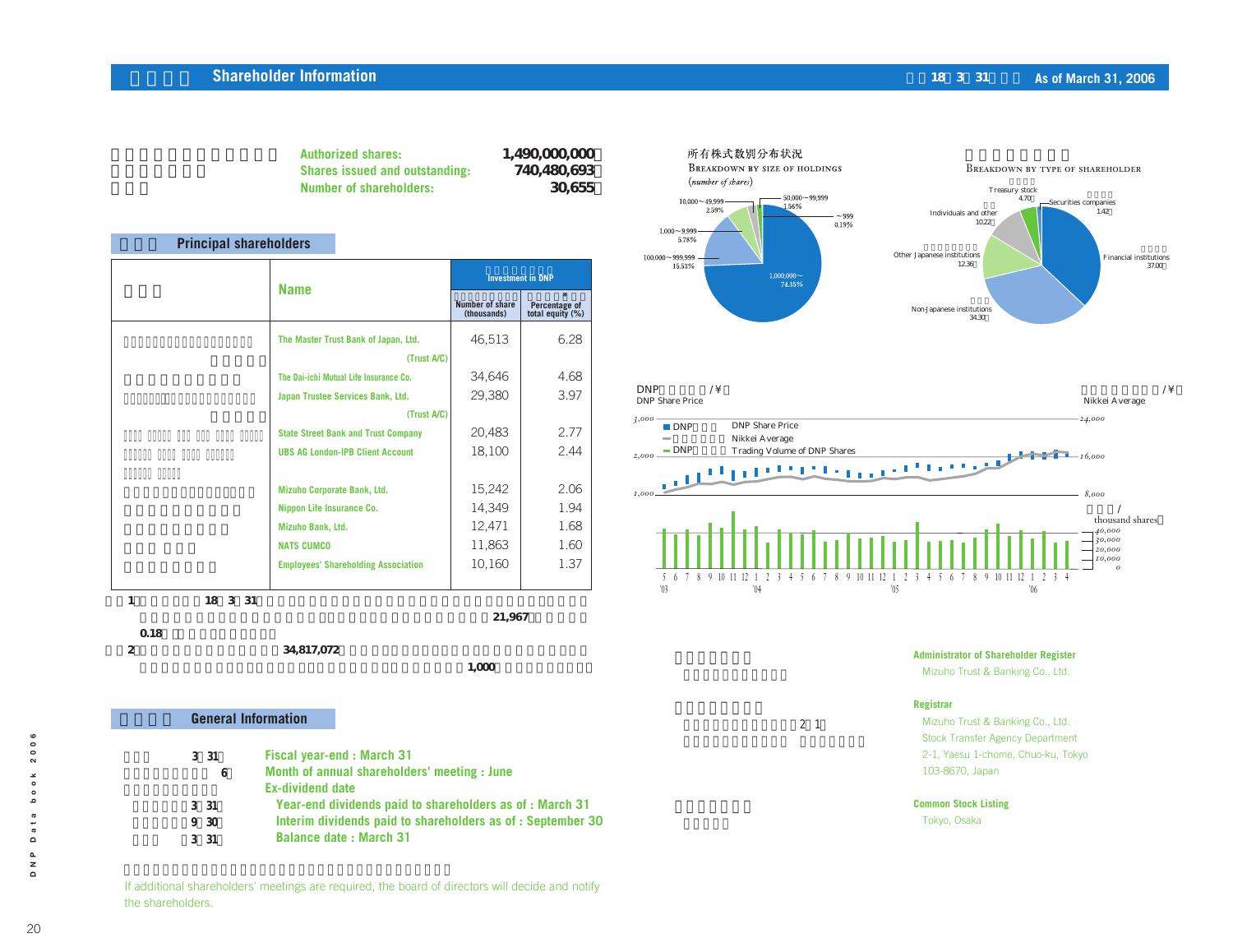## Shareholder Information

As of March 31, 2006

Authorized shares: 1,490,000,000
Shares issued and outstanding: 740,480,693
Number of shareholders: 30,655

### Principal shareholders

| Name | Investment in DNP | |
|---|---|---|
| | Number of share (thousands) | Percentage of total equity (%) |
| The Master Trust Bank of Japan, Ltd. (Trust A/C) | 46,513 | 6.28 |
| The Dai-ichi Mutual Life Insurance Co. | 34,646 | 4.68 |
| Japan Trustee Services Bank, Ltd. (Trust A/C) | 29,380 | 3.97 |
| State Street Bank and Trust Company | 20,483 | 2.77 |
| UBS AG London-IPB Client Account | 18,100 | 2.44 |
| Mizuho Corporate Bank, Ltd. | 15,242 | 2.06 |
| Nippon Life Insurance Co. | 14,349 | 1.94 |
| Mizuho Bank, Ltd. | 12,471 | 1.68 |
| NATS CUMCO | 11,863 | 1.60 |
| Employees' Shareholding Association | 10,160 | 1.37 |

1. 18 3 31 … 21,967 … 0.18
2. 34,817,072 … 1,000

### Breakdown by size of holdings

(number of shares)

- 1,000,000~: 74.35%
- 100,000~999,999: 15.53%
- 10,000~49,999: 2.59%
- 1,000~9,999: 5.78%
- 50,000~99,999: 1.56%
- ~999: 0.19%

### Breakdown by type of shareholder

- Financial institutions: 37.00
- Non-Japanese institutions: 34.30
- Other Japanese institutions: 12.36
- Individuals and other: 10.22
- Treasury stock: 4.70
- Securities companies: 1.42

### DNP Share Price / Nikkei Average

- DNP Share Price (¥)
- Nikkei Average (¥)
- Trading Volume of DNP Shares (thousand shares)

### General Information

Fiscal year-end : March 31

Month of annual shareholders' meeting : June

Ex-dividend date

- Year-end dividends paid to shareholders as of : March 31
- Interim dividends paid to shareholders as of : September 30

Balance date : March 31

If additional shareholders' meetings are required, the board of directors will decide and notify the shareholders.

**Administrator of Shareholder Register**
Mizuho Trust & Banking Co., Ltd.

**Registrar**
Mizuho Trust & Banking Co., Ltd.
Stock Transfer Agency Department
2-1, Yaesu 1-chome, Chuo-ku, Tokyo
103-8670, Japan

**Common Stock Listing**
Tokyo, Osaka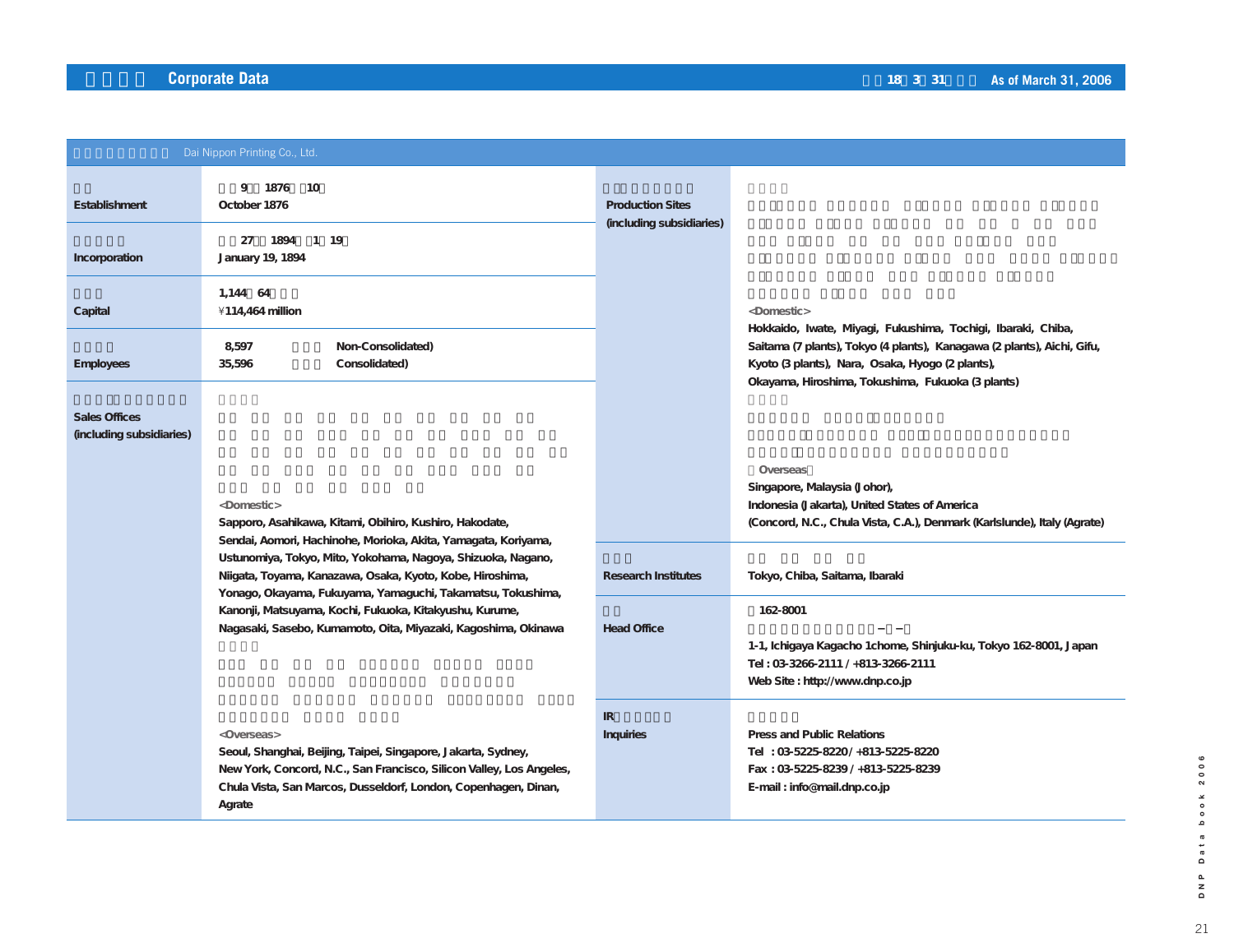## Corporate Data

As of March 31, 2006

### Dai Nippon Printing Co., Ltd.

| | |
|---|---|
| Establishment | 9 1876 10<br>October 1876 |
| Incorporation | 27 1894 1 19<br>January 19, 1894 |
| Capital | 1,144 64<br>¥114,464 million |
| Employees | 8,597 Non-Consolidated)<br>35,596 Consolidated) |
| Sales Offices (including subsidiaries) | <Domestic><br>Sapporo, Asahikawa, Kitami, Obihiro, Kushiro, Hakodate, Sendai, Aomori, Hachinohe, Morioka, Akita, Yamagata, Koriyama, Ustunomiya, Tokyo, Mito, Yokohama, Nagoya, Shizuoka, Nagano, Niigata, Toyama, Kanazawa, Osaka, Kyoto, Kobe, Hiroshima, Yonago, Okayama, Fukuyama, Yamaguchi, Takamatsu, Tokushima, Kanonji, Matsuyama, Kochi, Fukuoka, Kitakyushu, Kurume, Nagasaki, Sasebo, Kumamoto, Oita, Miyazaki, Kagoshima, Okinawa<br><Overseas><br>Seoul, Shanghai, Beijing, Taipei, Singapore, Jakarta, Sydney, New York, Concord, N.C., San Francisco, Silicon Valley, Los Angeles, Chula Vista, San Marcos, Dusseldorf, London, Copenhagen, Dinan, Agrate |
| Production Sites (including subsidiaries) | <Domestic><br>Hokkaido, Iwate, Miyagi, Fukushima, Tochigi, Ibaraki, Chiba, Saitama (7 plants), Tokyo (4 plants), Kanagawa (2 plants), Aichi, Gifu, Kyoto (3 plants), Nara, Osaka, Hyogo (2 plants), Okayama, Hiroshima, Tokushima, Fukuoka (3 plants)<br>Overseas<br>Singapore, Malaysia (Johor), Indonesia (Jakarta), United States of America (Concord, N.C., Chula Vista, C.A.), Denmark (Karlslunde), Italy (Agrate) |
| Research Institutes | Tokyo, Chiba, Saitama, Ibaraki |
| Head Office | 162-8001<br>1-1, Ichigaya Kagacho 1chome, Shinjuku-ku, Tokyo 162-8001, Japan<br>Tel : 03-3266-2111 / +813-3266-2111<br>Web Site : http://www.dnp.co.jp |
| IR Inquiries | Press and Public Relations<br>Tel : 03-5225-8220 / +813-5225-8220<br>Fax : 03-5225-8239 / +813-5225-8239<br>E-mail : info@mail.dnp.co.jp |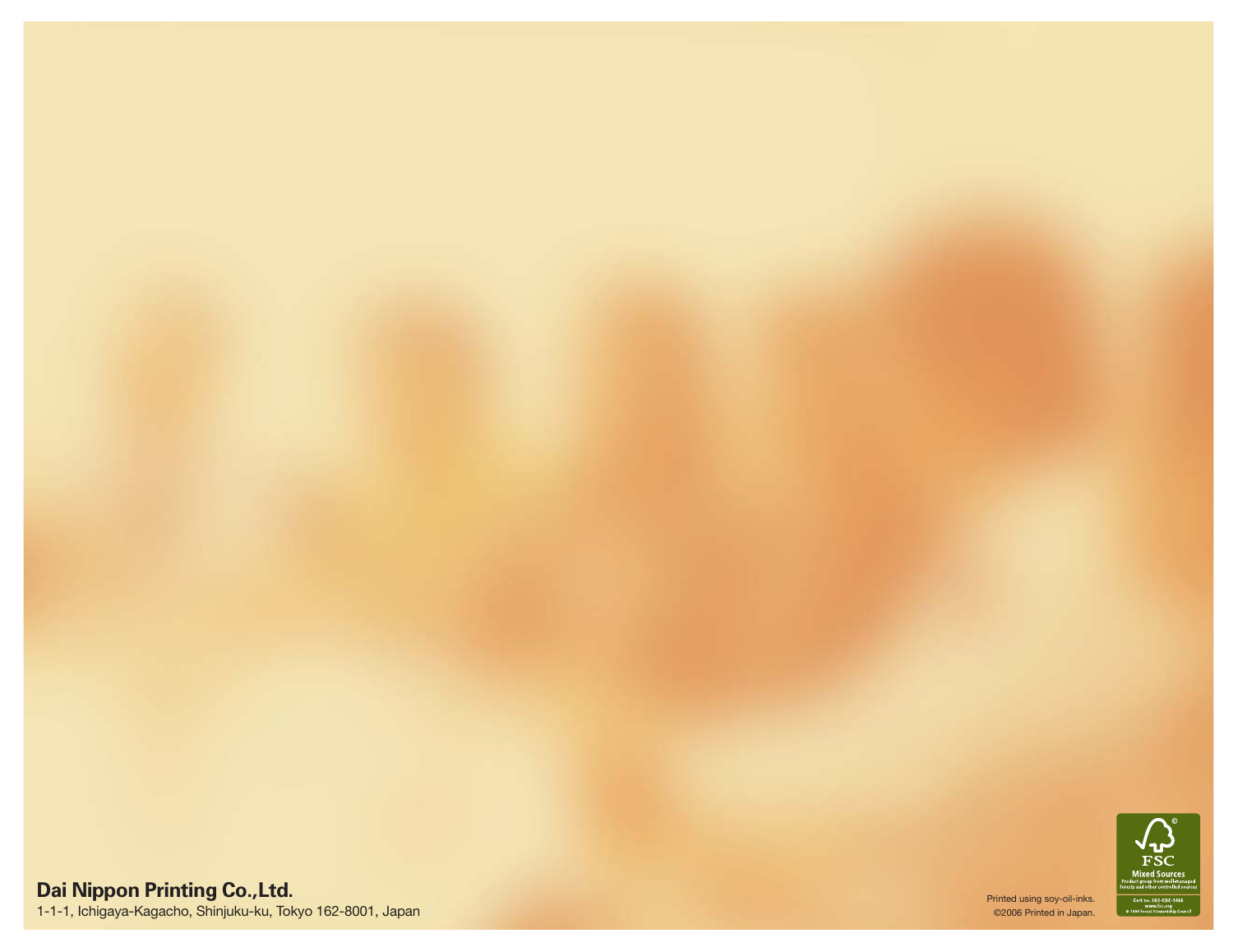**Dai Nippon Printing Co.,Ltd.**
1-1-1, Ichigaya-Kagacho, Shinjuku-ku, Tokyo 162-8001, Japan

Printed using soy-oil-inks.
©2006 Printed in Japan.

FSC
Mixed Sources
Product group from well-managed forests and other controlled sources
Cert no. SGS-COC-1466
www.fsc.org
© 1996 Forest Stewardship Council